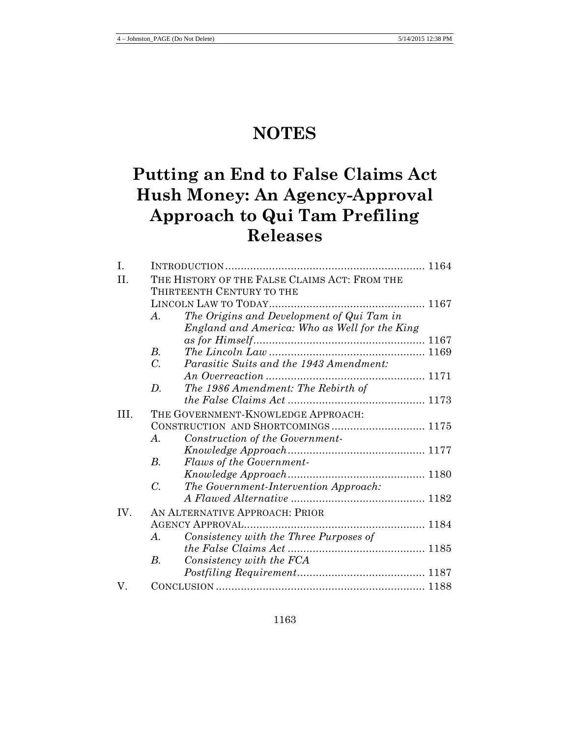# NOTES

# Putting an End to False Claims Act Hush Money: An Agency-Approval Approach to Qui Tam Prefiling Releases

| | | | |
|---|---|---|---|
| I. | INTRODUCTION | | 1164 |
| II. | THE HISTORY OF THE FALSE CLAIMS ACT: FROM THE THIRTEENTH CENTURY TO THE LINCOLN LAW TO TODAY | | 1167 |
| | *A.* | *The Origins and Development of Qui Tam in England and America: Who as Well for the King as for Himself* | 1167 |
| | *B.* | *The Lincoln Law* | 1169 |
| | *C.* | *Parasitic Suits and the 1943 Amendment: An Overreaction* | 1171 |
| | *D.* | *The 1986 Amendment: The Rebirth of the False Claims Act* | 1173 |
| III. | THE GOVERNMENT-KNOWLEDGE APPROACH: CONSTRUCTION AND SHORTCOMINGS | | 1175 |
| | *A.* | *Construction of the Government-Knowledge Approach* | 1177 |
| | *B.* | *Flaws of the Government-Knowledge Approach* | 1180 |
| | *C.* | *The Government-Intervention Approach: A Flawed Alternative* | 1182 |
| IV. | AN ALTERNATIVE APPROACH: PRIOR AGENCY APPROVAL | | 1184 |
| | *A.* | *Consistency with the Three Purposes of the False Claims Act* | 1185 |
| | *B.* | *Consistency with the FCA Postfiling Requirement* | 1187 |
| V. | CONCLUSION | | 1188 |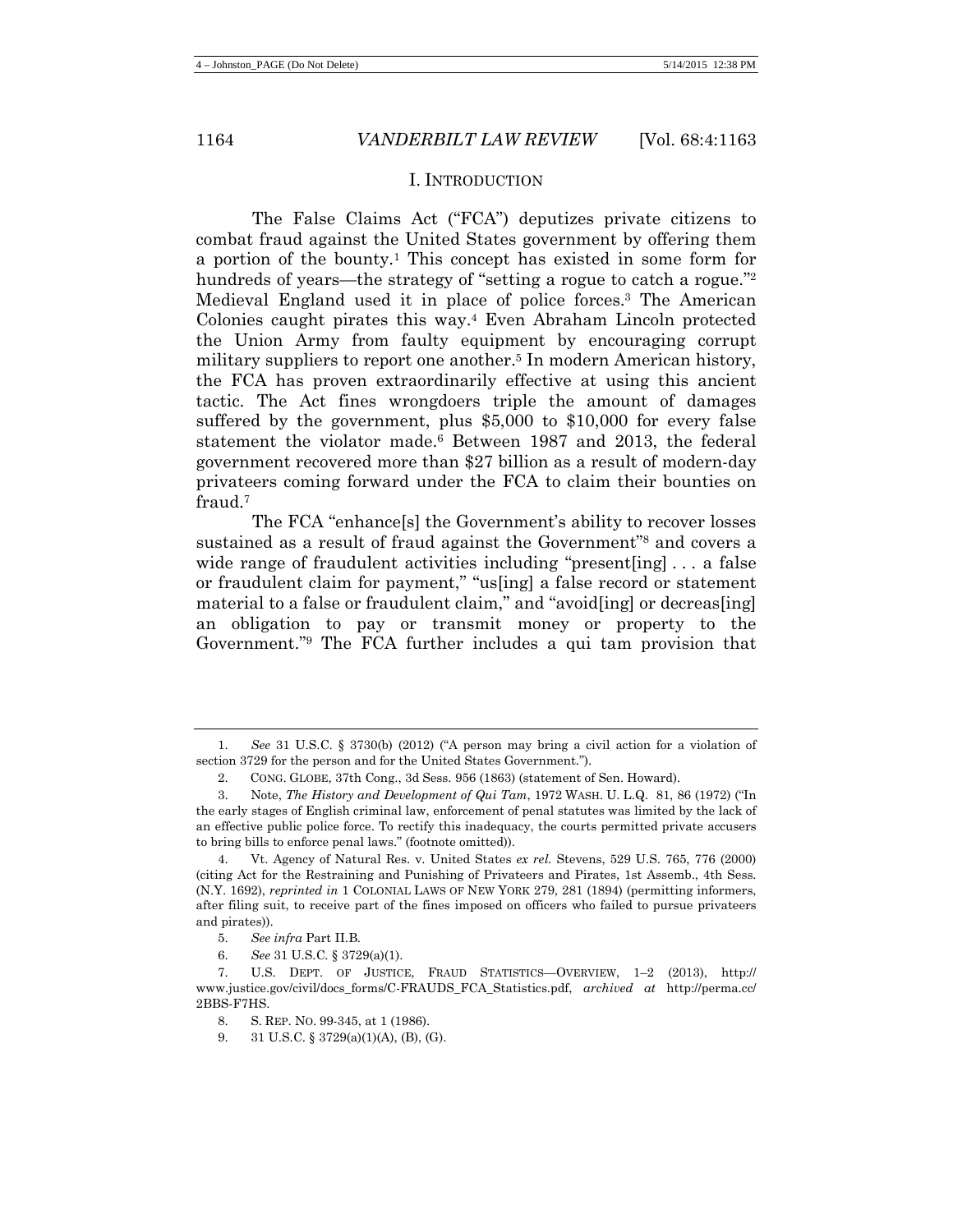## I. INTRODUCTION

The False Claims Act ("FCA") deputizes private citizens to combat fraud against the United States government by offering them a portion of the bounty.[1] This concept has existed in some form for hundreds of years—the strategy of "setting a rogue to catch a rogue."[2] Medieval England used it in place of police forces.[3] The American Colonies caught pirates this way.[4] Even Abraham Lincoln protected the Union Army from faulty equipment by encouraging corrupt military suppliers to report one another.[5] In modern American history, the FCA has proven extraordinarily effective at using this ancient tactic. The Act fines wrongdoers triple the amount of damages suffered by the government, plus $5,000 to $10,000 for every false statement the violator made.[6] Between 1987 and 2013, the federal government recovered more than $27 billion as a result of modern-day privateers coming forward under the FCA to claim their bounties on fraud.[7]

The FCA "enhance[s] the Government's ability to recover losses sustained as a result of fraud against the Government"[8] and covers a wide range of fraudulent activities including "present[ing] . . . a false or fraudulent claim for payment," "us[ing] a false record or statement material to a false or fraudulent claim," and "avoid[ing] or decreas[ing] an obligation to pay or transmit money or property to the Government."[9] The FCA further includes a qui tam provision that

---

1. *See* 31 U.S.C. § 3730(b) (2012) ("A person may bring a civil action for a violation of section 3729 for the person and for the United States Government.").

2. CONG. GLOBE, 37th Cong., 3d Sess. 956 (1863) (statement of Sen. Howard).

3. Note, *The History and Development of Qui Tam*, 1972 WASH. U. L.Q. 81, 86 (1972) ("In the early stages of English criminal law, enforcement of penal statutes was limited by the lack of an effective public police force. To rectify this inadequacy, the courts permitted private accusers to bring bills to enforce penal laws." (footnote omitted)).

4. Vt. Agency of Natural Res. v. United States *ex rel.* Stevens, 529 U.S. 765, 776 (2000) (citing Act for the Restraining and Punishing of Privateers and Pirates, 1st Assemb., 4th Sess. (N.Y. 1692), *reprinted in* 1 COLONIAL LAWS OF NEW YORK 279, 281 (1894) (permitting informers, after filing suit, to receive part of the fines imposed on officers who failed to pursue privateers and pirates)).

5. *See infra* Part II.B.

6. *See* 31 U.S.C. § 3729(a)(1).

7. U.S. DEPT. OF JUSTICE, FRAUD STATISTICS—OVERVIEW, 1–2 (2013), http://www.justice.gov/civil/docs_forms/C-FRAUDS_FCA_Statistics.pdf, *archived at* http://perma.cc/2BBS-F7HS.

8. S. REP. NO. 99-345, at 1 (1986).

9. 31 U.S.C. § 3729(a)(1)(A), (B), (G).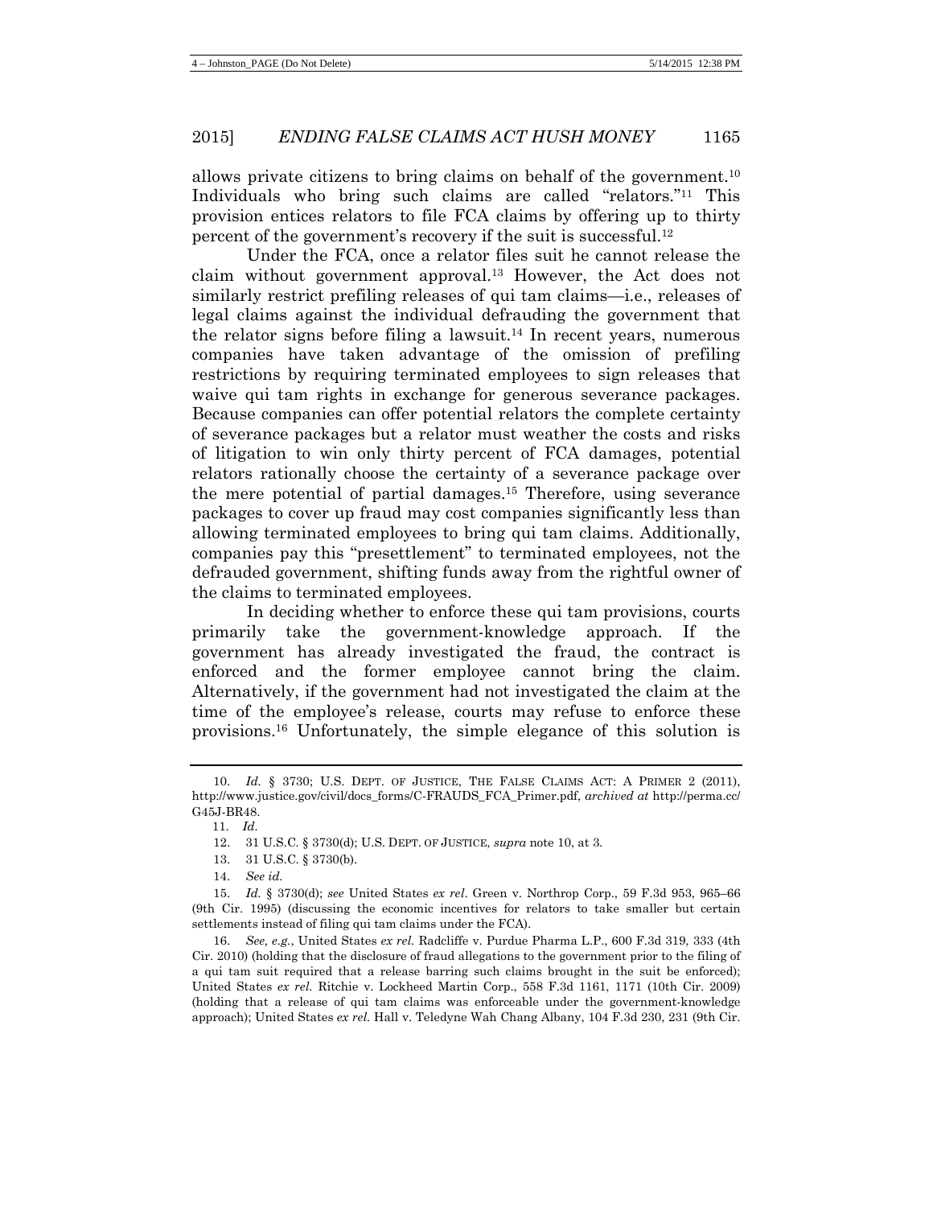allows private citizens to bring claims on behalf of the government.[10] Individuals who bring such claims are called "relators."[11] This provision entices relators to file FCA claims by offering up to thirty percent of the government's recovery if the suit is successful.[12]

Under the FCA, once a relator files suit he cannot release the claim without government approval.[13] However, the Act does not similarly restrict prefiling releases of qui tam claims—i.e., releases of legal claims against the individual defrauding the government that the relator signs before filing a lawsuit.[14] In recent years, numerous companies have taken advantage of the omission of prefiling restrictions by requiring terminated employees to sign releases that waive qui tam rights in exchange for generous severance packages. Because companies can offer potential relators the complete certainty of severance packages but a relator must weather the costs and risks of litigation to win only thirty percent of FCA damages, potential relators rationally choose the certainty of a severance package over the mere potential of partial damages.[15] Therefore, using severance packages to cover up fraud may cost companies significantly less than allowing terminated employees to bring qui tam claims. Additionally, companies pay this "presettlement" to terminated employees, not the defrauded government, shifting funds away from the rightful owner of the claims to terminated employees.

In deciding whether to enforce these qui tam provisions, courts primarily take the government-knowledge approach. If the government has already investigated the fraud, the contract is enforced and the former employee cannot bring the claim. Alternatively, if the government had not investigated the claim at the time of the employee's release, courts may refuse to enforce these provisions.[16] Unfortunately, the simple elegance of this solution is

---

10. *Id.* § 3730; U.S. DEPT. OF JUSTICE, THE FALSE CLAIMS ACT: A PRIMER 2 (2011), http://www.justice.gov/civil/docs_forms/C-FRAUDS_FCA_Primer.pdf, *archived at* http://perma.cc/G45J-BR48.

11. *Id.*

12. 31 U.S.C. § 3730(d); U.S. DEPT. OF JUSTICE, *supra* note 10, at 3.

13. 31 U.S.C. § 3730(b).

14. *See id.*

15. *Id.* § 3730(d); *see* United States *ex rel.* Green v. Northrop Corp., 59 F.3d 953, 965–66 (9th Cir. 1995) (discussing the economic incentives for relators to take smaller but certain settlements instead of filing qui tam claims under the FCA).

16. *See, e.g.*, United States *ex rel.* Radcliffe v. Purdue Pharma L.P., 600 F.3d 319, 333 (4th Cir. 2010) (holding that the disclosure of fraud allegations to the government prior to the filing of a qui tam suit required that a release barring such claims brought in the suit be enforced); United States *ex rel.* Ritchie v. Lockheed Martin Corp., 558 F.3d 1161, 1171 (10th Cir. 2009) (holding that a release of qui tam claims was enforceable under the government-knowledge approach); United States *ex rel.* Hall v. Teledyne Wah Chang Albany, 104 F.3d 230, 231 (9th Cir.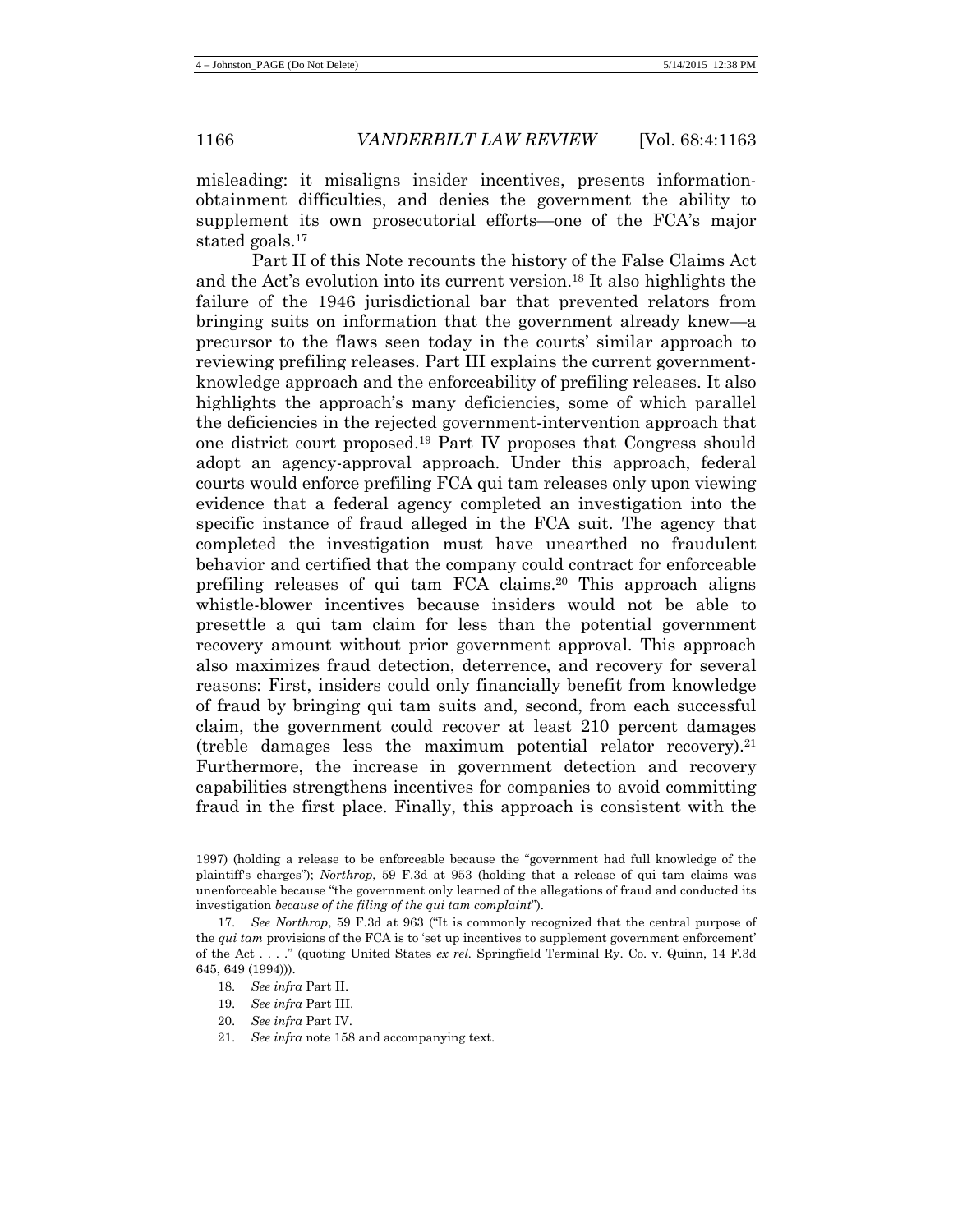misleading: it misaligns insider incentives, presents information-obtainment difficulties, and denies the government the ability to supplement its own prosecutorial efforts—one of the FCA's major stated goals.[17]

Part II of this Note recounts the history of the False Claims Act and the Act's evolution into its current version.[18] It also highlights the failure of the 1946 jurisdictional bar that prevented relators from bringing suits on information that the government already knew—a precursor to the flaws seen today in the courts' similar approach to reviewing prefiling releases. Part III explains the current government-knowledge approach and the enforceability of prefiling releases. It also highlights the approach's many deficiencies, some of which parallel the deficiencies in the rejected government-intervention approach that one district court proposed.[19] Part IV proposes that Congress should adopt an agency-approval approach. Under this approach, federal courts would enforce prefiling FCA qui tam releases only upon viewing evidence that a federal agency completed an investigation into the specific instance of fraud alleged in the FCA suit. The agency that completed the investigation must have unearthed no fraudulent behavior and certified that the company could contract for enforceable prefiling releases of qui tam FCA claims.[20] This approach aligns whistle-blower incentives because insiders would not be able to presettle a qui tam claim for less than the potential government recovery amount without prior government approval. This approach also maximizes fraud detection, deterrence, and recovery for several reasons: First, insiders could only financially benefit from knowledge of fraud by bringing qui tam suits and, second, from each successful claim, the government could recover at least 210 percent damages (treble damages less the maximum potential relator recovery).[21] Furthermore, the increase in government detection and recovery capabilities strengthens incentives for companies to avoid committing fraud in the first place. Finally, this approach is consistent with the

---

1997) (holding a release to be enforceable because the "government had full knowledge of the plaintiff's charges"); *Northrop*, 59 F.3d at 953 (holding that a release of qui tam claims was unenforceable because "the government only learned of the allegations of fraud and conducted its investigation *because of the filing of the qui tam complaint*").

17. *See Northrop*, 59 F.3d at 963 ("It is commonly recognized that the central purpose of the *qui tam* provisions of the FCA is to 'set up incentives to supplement government enforcement' of the Act . . . ." (quoting United States *ex rel.* Springfield Terminal Ry. Co. v. Quinn, 14 F.3d 645, 649 (1994))).

18. *See infra* Part II.

19. *See infra* Part III.

20. *See infra* Part IV.

21. *See infra* note 158 and accompanying text.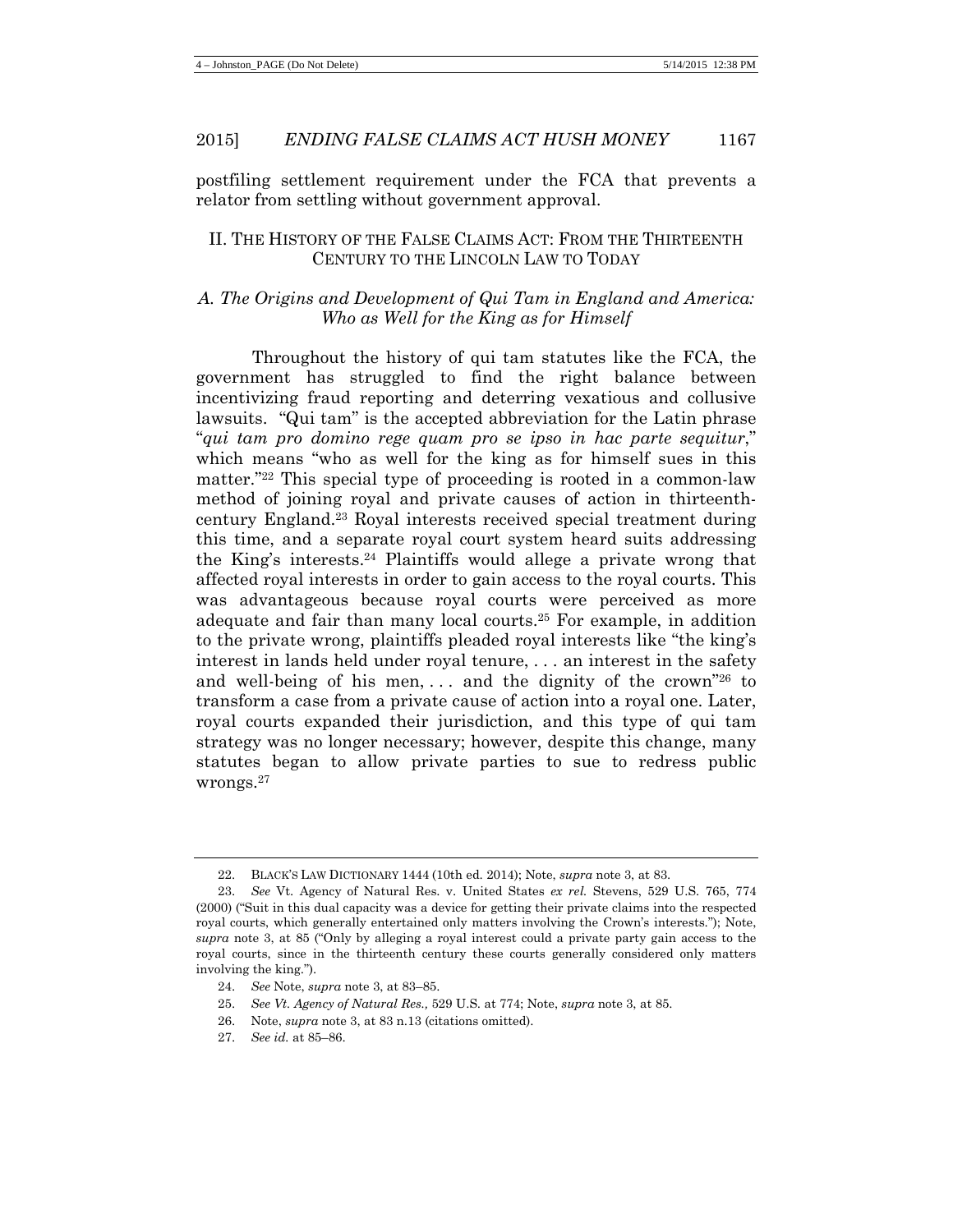postfiling settlement requirement under the FCA that prevents a relator from settling without government approval.

## II. The History of the False Claims Act: From the Thirteenth Century to the Lincoln Law to Today

### *A. The Origins and Development of Qui Tam in England and America: Who as Well for the King as for Himself*

Throughout the history of qui tam statutes like the FCA, the government has struggled to find the right balance between incentivizing fraud reporting and deterring vexatious and collusive lawsuits. "Qui tam" is the accepted abbreviation for the Latin phrase "*qui tam pro domino rege quam pro se ipso in hac parte sequitur*," which means "who as well for the king as for himself sues in this matter."[22] This special type of proceeding is rooted in a common-law method of joining royal and private causes of action in thirteenth-century England.[23] Royal interests received special treatment during this time, and a separate royal court system heard suits addressing the King's interests.[24] Plaintiffs would allege a private wrong that affected royal interests in order to gain access to the royal courts. This was advantageous because royal courts were perceived as more adequate and fair than many local courts.[25] For example, in addition to the private wrong, plaintiffs pleaded royal interests like "the king's interest in lands held under royal tenure, . . . an interest in the safety and well-being of his men, . . . and the dignity of the crown"[26] to transform a case from a private cause of action into a royal one. Later, royal courts expanded their jurisdiction, and this type of qui tam strategy was no longer necessary; however, despite this change, many statutes began to allow private parties to sue to redress public wrongs.[27]

---

22. BLACK'S LAW DICTIONARY 1444 (10th ed. 2014); Note, *supra* note 3, at 83.

23. *See* Vt. Agency of Natural Res. v. United States *ex rel.* Stevens, 529 U.S. 765, 774 (2000) ("Suit in this dual capacity was a device for getting their private claims into the respected royal courts, which generally entertained only matters involving the Crown's interests."); Note, *supra* note 3, at 85 ("Only by alleging a royal interest could a private party gain access to the royal courts, since in the thirteenth century these courts generally considered only matters involving the king.").

24. *See* Note, *supra* note 3, at 83–85.

25. *See Vt. Agency of Natural Res.,* 529 U.S. at 774; Note, *supra* note 3, at 85.

26. Note, *supra* note 3, at 83 n.13 (citations omitted).

27. *See id.* at 85–86.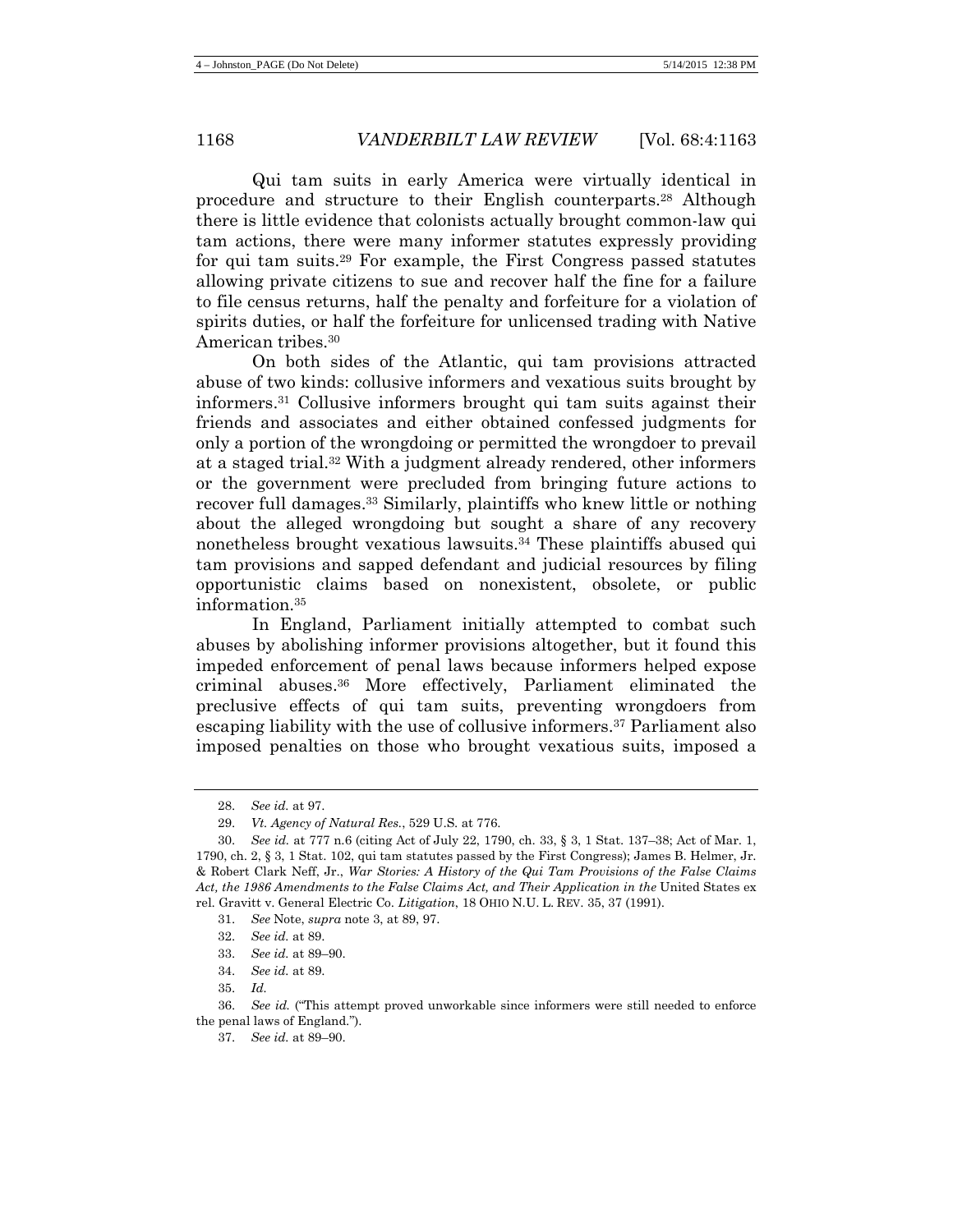Qui tam suits in early America were virtually identical in procedure and structure to their English counterparts.[28] Although there is little evidence that colonists actually brought common-law qui tam actions, there were many informer statutes expressly providing for qui tam suits.[29] For example, the First Congress passed statutes allowing private citizens to sue and recover half the fine for a failure to file census returns, half the penalty and forfeiture for a violation of spirits duties, or half the forfeiture for unlicensed trading with Native American tribes.[30]

On both sides of the Atlantic, qui tam provisions attracted abuse of two kinds: collusive informers and vexatious suits brought by informers.[31] Collusive informers brought qui tam suits against their friends and associates and either obtained confessed judgments for only a portion of the wrongdoing or permitted the wrongdoer to prevail at a staged trial.[32] With a judgment already rendered, other informers or the government were precluded from bringing future actions to recover full damages.[33] Similarly, plaintiffs who knew little or nothing about the alleged wrongdoing but sought a share of any recovery nonetheless brought vexatious lawsuits.[34] These plaintiffs abused qui tam provisions and sapped defendant and judicial resources by filing opportunistic claims based on nonexistent, obsolete, or public information.[35]

In England, Parliament initially attempted to combat such abuses by abolishing informer provisions altogether, but it found this impeded enforcement of penal laws because informers helped expose criminal abuses.[36] More effectively, Parliament eliminated the preclusive effects of qui tam suits, preventing wrongdoers from escaping liability with the use of collusive informers.[37] Parliament also imposed penalties on those who brought vexatious suits, imposed a

---

28. *See id.* at 97.

29. *Vt. Agency of Natural Res.*, 529 U.S. at 776.

30. *See id.* at 777 n.6 (citing Act of July 22, 1790, ch. 33, § 3, 1 Stat. 137–38; Act of Mar. 1, 1790, ch. 2, § 3, 1 Stat. 102, qui tam statutes passed by the First Congress); James B. Helmer, Jr. & Robert Clark Neff, Jr., *War Stories: A History of the Qui Tam Provisions of the False Claims Act, the 1986 Amendments to the False Claims Act, and Their Application in the* United States ex rel. Gravitt v. General Electric Co. *Litigation*, 18 OHIO N.U. L. REV. 35, 37 (1991).

31. *See* Note, *supra* note 3, at 89, 97.

32. *See id.* at 89.

33. *See id.* at 89–90.

34. *See id.* at 89.

35. *Id.*

36. *See id.* ("This attempt proved unworkable since informers were still needed to enforce the penal laws of England.").

37. *See id.* at 89–90.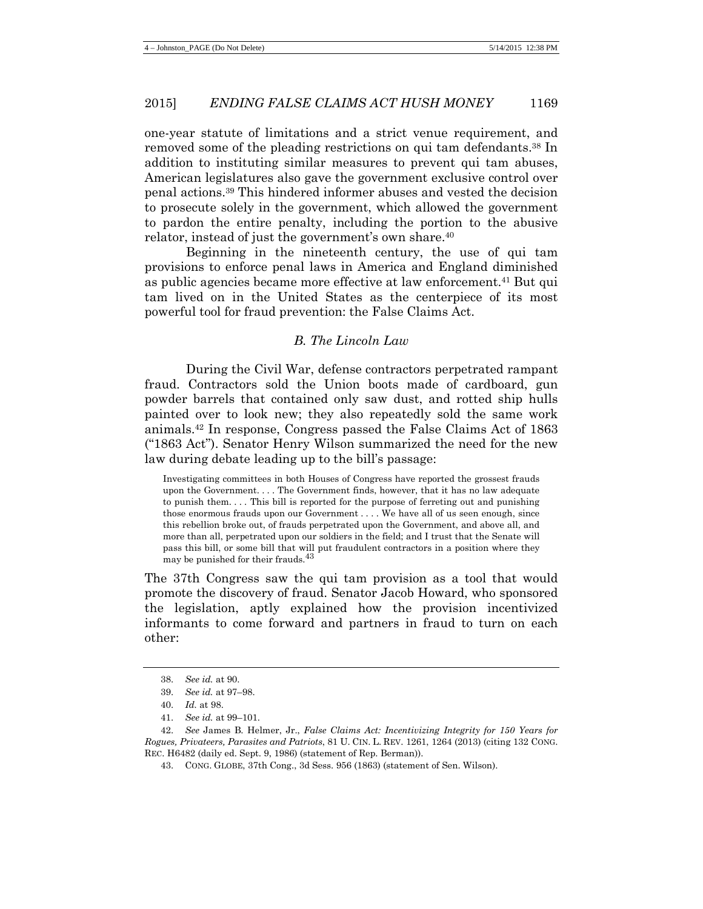one-year statute of limitations and a strict venue requirement, and removed some of the pleading restrictions on qui tam defendants.[38] In addition to instituting similar measures to prevent qui tam abuses, American legislatures also gave the government exclusive control over penal actions.[39] This hindered informer abuses and vested the decision to prosecute solely in the government, which allowed the government to pardon the entire penalty, including the portion to the abusive relator, instead of just the government's own share.[40]

Beginning in the nineteenth century, the use of qui tam provisions to enforce penal laws in America and England diminished as public agencies became more effective at law enforcement.[41] But qui tam lived on in the United States as the centerpiece of its most powerful tool for fraud prevention: the False Claims Act.

### *B. The Lincoln Law*

During the Civil War, defense contractors perpetrated rampant fraud. Contractors sold the Union boots made of cardboard, gun powder barrels that contained only saw dust, and rotted ship hulls painted over to look new; they also repeatedly sold the same work animals.[42] In response, Congress passed the False Claims Act of 1863 ("1863 Act"). Senator Henry Wilson summarized the need for the new law during debate leading up to the bill's passage:

> Investigating committees in both Houses of Congress have reported the grossest frauds upon the Government. . . . The Government finds, however, that it has no law adequate to punish them. . . . This bill is reported for the purpose of ferreting out and punishing those enormous frauds upon our Government . . . . We have all of us seen enough, since this rebellion broke out, of frauds perpetrated upon the Government, and above all, and more than all, perpetrated upon our soldiers in the field; and I trust that the Senate will pass this bill, or some bill that will put fraudulent contractors in a position where they may be punished for their frauds.[43]

The 37th Congress saw the qui tam provision as a tool that would promote the discovery of fraud. Senator Jacob Howard, who sponsored the legislation, aptly explained how the provision incentivized informants to come forward and partners in fraud to turn on each other:

---

38. *See id.* at 90.

39. *See id.* at 97–98.

40. *Id.* at 98.

41. *See id.* at 99–101.

42. *See* James B. Helmer, Jr., *False Claims Act: Incentivizing Integrity for 150 Years for Rogues, Privateers, Parasites and Patriots*, 81 U. CIN. L. REV. 1261, 1264 (2013) (citing 132 CONG. REC. H6482 (daily ed. Sept. 9, 1986) (statement of Rep. Berman)).

43. CONG. GLOBE, 37th Cong., 3d Sess. 956 (1863) (statement of Sen. Wilson).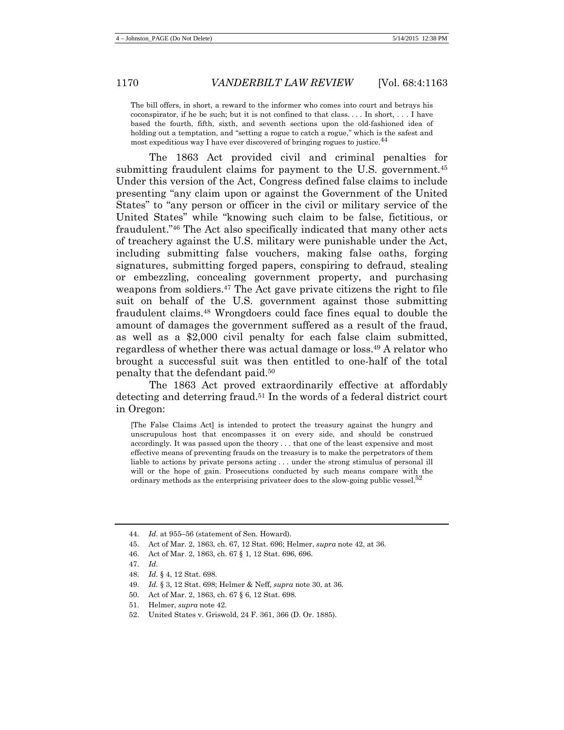> The bill offers, in short, a reward to the informer who comes into court and betrays his coconspirator, if he be such; but it is not confined to that class. . . . In short, . . . I have based the fourth, fifth, sixth, and seventh sections upon the old-fashioned idea of holding out a temptation, and "setting a rogue to catch a rogue," which is the safest and most expeditious way I have ever discovered of bringing rogues to justice.[44]

The 1863 Act provided civil and criminal penalties for submitting fraudulent claims for payment to the U.S. government.[45] Under this version of the Act, Congress defined false claims to include presenting "any claim upon or against the Government of the United States" to "any person or officer in the civil or military service of the United States" while "knowing such claim to be false, fictitious, or fraudulent."[46] The Act also specifically indicated that many other acts of treachery against the U.S. military were punishable under the Act, including submitting false vouchers, making false oaths, forging signatures, submitting forged papers, conspiring to defraud, stealing or embezzling, concealing government property, and purchasing weapons from soldiers.[47] The Act gave private citizens the right to file suit on behalf of the U.S. government against those submitting fraudulent claims.[48] Wrongdoers could face fines equal to double the amount of damages the government suffered as a result of the fraud, as well as a $2,000 civil penalty for each false claim submitted, regardless of whether there was actual damage or loss.[49] A relator who brought a successful suit was then entitled to one-half of the total penalty that the defendant paid.[50]

The 1863 Act proved extraordinarily effective at affordably detecting and deterring fraud.[51] In the words of a federal district court in Oregon:

> [The False Claims Act] is intended to protect the treasury against the hungry and unscrupulous host that encompasses it on every side, and should be construed accordingly. It was passed upon the theory . . . that one of the least expensive and most effective means of preventing frauds on the treasury is to make the perpetrators of them liable to actions by private persons acting . . . under the strong stimulus of personal ill will or the hope of gain. Prosecutions conducted by such means compare with the ordinary methods as the enterprising privateer does to the slow-going public vessel.[52]

---

44. *Id.* at 955–56 (statement of Sen. Howard).
45. Act of Mar. 2, 1863, ch. 67, 12 Stat. 696; Helmer, *supra* note 42, at 36.
46. Act of Mar. 2, 1863, ch. 67 § 1, 12 Stat. 696, 696.
47. *Id*.
48. *Id.* § 4, 12 Stat. 698.
49. *Id.* § 3, 12 Stat. 698; Helmer & Neff, *supra* note 30, at 36.
50. Act of Mar. 2, 1863, ch. 67 § 6, 12 Stat. 698.
51. Helmer, *supra* note 42.
52. United States v. Griswold, 24 F. 361, 366 (D. Or. 1885).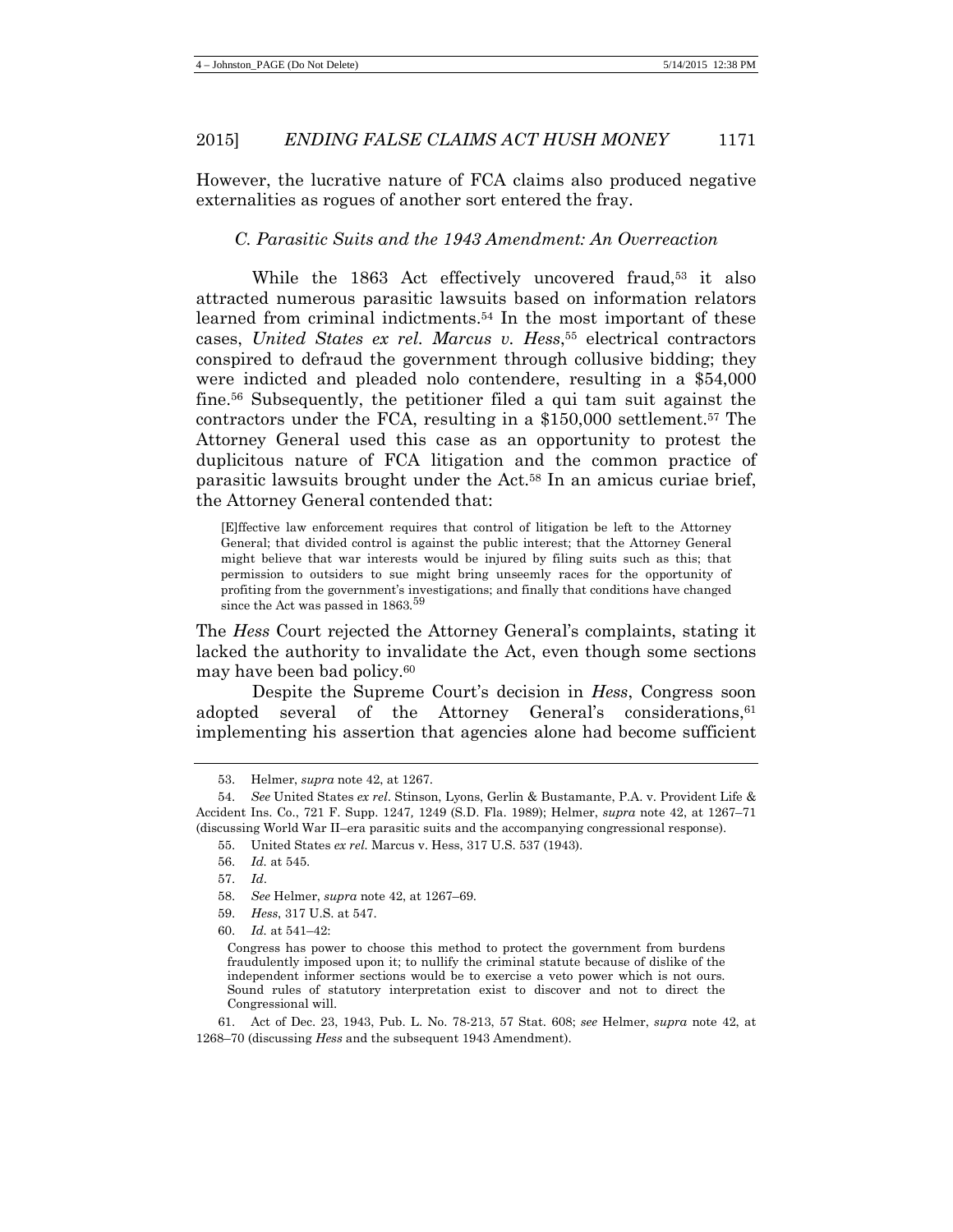However, the lucrative nature of FCA claims also produced negative externalities as rogues of another sort entered the fray.

### *C. Parasitic Suits and the 1943 Amendment: An Overreaction*

While the 1863 Act effectively uncovered fraud,[53] it also attracted numerous parasitic lawsuits based on information relators learned from criminal indictments.[54] In the most important of these cases, *United States ex rel. Marcus v. Hess*,[55] electrical contractors conspired to defraud the government through collusive bidding; they were indicted and pleaded nolo contendere, resulting in a $54,000 fine.[56] Subsequently, the petitioner filed a qui tam suit against the contractors under the FCA, resulting in a $150,000 settlement.[57] The Attorney General used this case as an opportunity to protest the duplicitous nature of FCA litigation and the common practice of parasitic lawsuits brought under the Act.[58] In an amicus curiae brief, the Attorney General contended that:

> [E]ffective law enforcement requires that control of litigation be left to the Attorney General; that divided control is against the public interest; that the Attorney General might believe that war interests would be injured by filing suits such as this; that permission to outsiders to sue might bring unseemly races for the opportunity of profiting from the government's investigations; and finally that conditions have changed since the Act was passed in 1863.[59]

The *Hess* Court rejected the Attorney General's complaints, stating it lacked the authority to invalidate the Act, even though some sections may have been bad policy.[60]

Despite the Supreme Court's decision in *Hess*, Congress soon adopted several of the Attorney General's considerations,[61] implementing his assertion that agencies alone had become sufficient

---

53. Helmer, *supra* note 42, at 1267.

54. *See* United States *ex rel*. Stinson, Lyons, Gerlin & Bustamante, P.A. v. Provident Life & Accident Ins. Co., 721 F. Supp. 1247, 1249 (S.D. Fla. 1989); Helmer, *supra* note 42, at 1267–71 (discussing World War II–era parasitic suits and the accompanying congressional response).

55. United States *ex rel.* Marcus v. Hess, 317 U.S. 537 (1943).

56. *Id.* at 545.

57. *Id*.

58. *See* Helmer, *supra* note 42, at 1267–69.

59. *Hess*, 317 U.S. at 547.

60. *Id.* at 541–42:

> Congress has power to choose this method to protect the government from burdens fraudulently imposed upon it; to nullify the criminal statute because of dislike of the independent informer sections would be to exercise a veto power which is not ours. Sound rules of statutory interpretation exist to discover and not to direct the Congressional will.

61. Act of Dec. 23, 1943, Pub. L. No. 78-213, 57 Stat. 608; *see* Helmer, *supra* note 42, at 1268–70 (discussing *Hess* and the subsequent 1943 Amendment).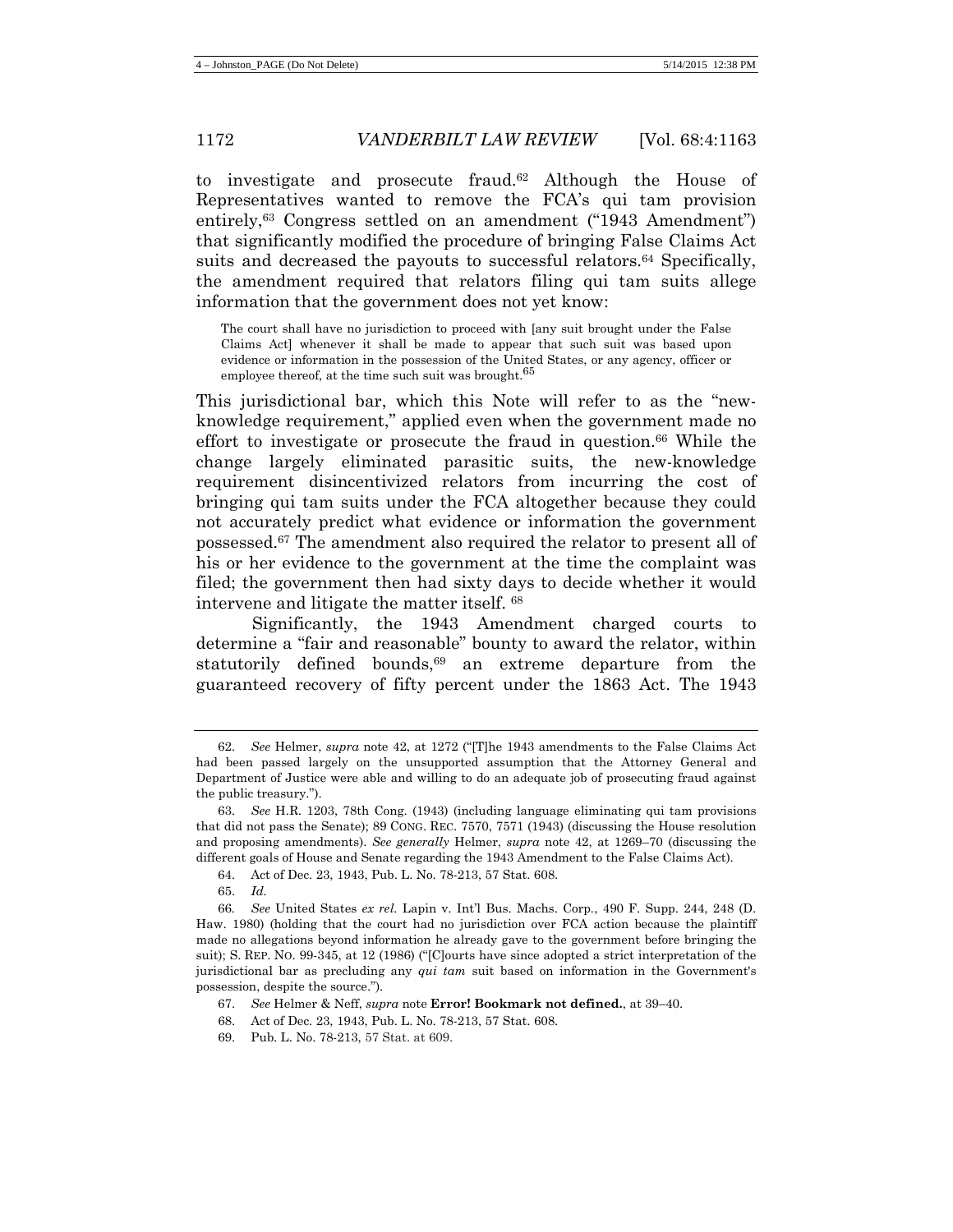to investigate and prosecute fraud.[62] Although the House of Representatives wanted to remove the FCA's qui tam provision entirely,[63] Congress settled on an amendment ("1943 Amendment") that significantly modified the procedure of bringing False Claims Act suits and decreased the payouts to successful relators.[64] Specifically, the amendment required that relators filing qui tam suits allege information that the government does not yet know:

> The court shall have no jurisdiction to proceed with [any suit brought under the False Claims Act] whenever it shall be made to appear that such suit was based upon evidence or information in the possession of the United States, or any agency, officer or employee thereof, at the time such suit was brought.[65]

This jurisdictional bar, which this Note will refer to as the "new-knowledge requirement," applied even when the government made no effort to investigate or prosecute the fraud in question.[66] While the change largely eliminated parasitic suits, the new-knowledge requirement disincentivized relators from incurring the cost of bringing qui tam suits under the FCA altogether because they could not accurately predict what evidence or information the government possessed.[67] The amendment also required the relator to present all of his or her evidence to the government at the time the complaint was filed; the government then had sixty days to decide whether it would intervene and litigate the matter itself. [68]

Significantly, the 1943 Amendment charged courts to determine a "fair and reasonable" bounty to award the relator, within statutorily defined bounds,[69] an extreme departure from the guaranteed recovery of fifty percent under the 1863 Act. The 1943

---

62. *See* Helmer, *supra* note 42, at 1272 ("[T]he 1943 amendments to the False Claims Act had been passed largely on the unsupported assumption that the Attorney General and Department of Justice were able and willing to do an adequate job of prosecuting fraud against the public treasury.").

63. *See* H.R. 1203, 78th Cong. (1943) (including language eliminating qui tam provisions that did not pass the Senate); 89 CONG. REC. 7570, 7571 (1943) (discussing the House resolution and proposing amendments). *See generally* Helmer, *supra* note 42, at 1269–70 (discussing the different goals of House and Senate regarding the 1943 Amendment to the False Claims Act).

64. Act of Dec. 23, 1943, Pub. L. No. 78-213, 57 Stat. 608.

65. *Id.*

66. *See* United States *ex rel.* Lapin v. Int'l Bus. Machs. Corp., 490 F. Supp. 244, 248 (D. Haw. 1980) (holding that the court had no jurisdiction over FCA action because the plaintiff made no allegations beyond information he already gave to the government before bringing the suit); S. REP. NO. 99-345, at 12 (1986) ("[C]ourts have since adopted a strict interpretation of the jurisdictional bar as precluding any *qui tam* suit based on information in the Government's possession, despite the source.").

67. *See* Helmer & Neff, *supra* note **Error! Bookmark not defined.**, at 39–40.

68. Act of Dec. 23, 1943, Pub. L. No. 78-213, 57 Stat. 608.

69. Pub. L. No. 78-213, 57 Stat. at 609.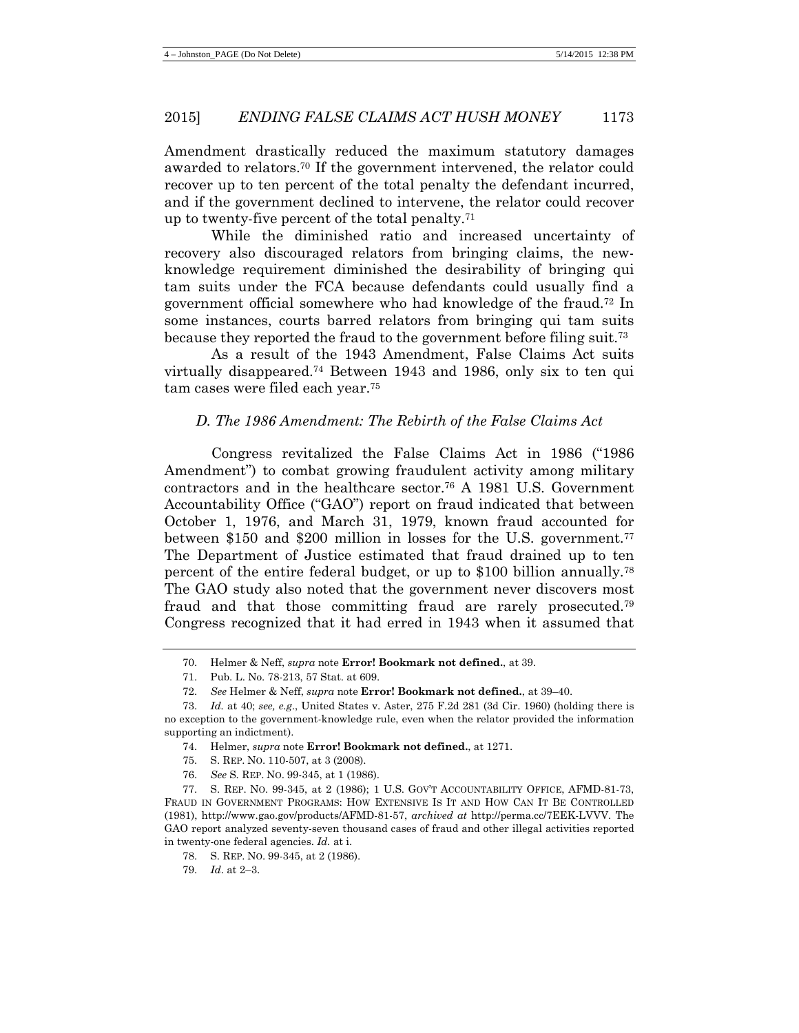Amendment drastically reduced the maximum statutory damages awarded to relators.[70] If the government intervened, the relator could recover up to ten percent of the total penalty the defendant incurred, and if the government declined to intervene, the relator could recover up to twenty-five percent of the total penalty.[71]

While the diminished ratio and increased uncertainty of recovery also discouraged relators from bringing claims, the new-knowledge requirement diminished the desirability of bringing qui tam suits under the FCA because defendants could usually find a government official somewhere who had knowledge of the fraud.[72] In some instances, courts barred relators from bringing qui tam suits because they reported the fraud to the government before filing suit.[73]

As a result of the 1943 Amendment, False Claims Act suits virtually disappeared.[74] Between 1943 and 1986, only six to ten qui tam cases were filed each year.[75]

### *D. The 1986 Amendment: The Rebirth of the False Claims Act*

Congress revitalized the False Claims Act in 1986 ("1986 Amendment") to combat growing fraudulent activity among military contractors and in the healthcare sector.[76] A 1981 U.S. Government Accountability Office ("GAO") report on fraud indicated that between October 1, 1976, and March 31, 1979, known fraud accounted for between $150 and $200 million in losses for the U.S. government.[77] The Department of Justice estimated that fraud drained up to ten percent of the entire federal budget, or up to $100 billion annually.[78] The GAO study also noted that the government never discovers most fraud and that those committing fraud are rarely prosecuted.[79] Congress recognized that it had erred in 1943 when it assumed that

---

70. Helmer & Neff, *supra* note **Error! Bookmark not defined.**, at 39.

71. Pub. L. No. 78-213, 57 Stat. at 609.

72. *See* Helmer & Neff, *supra* note **Error! Bookmark not defined.**, at 39–40.

73. *Id.* at 40; *see, e.g.*, United States v. Aster, 275 F.2d 281 (3d Cir. 1960) (holding there is no exception to the government-knowledge rule, even when the relator provided the information supporting an indictment).

74. Helmer, *supra* note **Error! Bookmark not defined.**, at 1271.

75. S. REP. NO. 110-507, at 3 (2008).

76. *See* S. REP. NO. 99-345, at 1 (1986).

77. S. REP. NO. 99-345, at 2 (1986); 1 U.S. GOV'T ACCOUNTABILITY OFFICE, AFMD-81-73, FRAUD IN GOVERNMENT PROGRAMS: HOW EXTENSIVE IS IT AND HOW CAN IT BE CONTROLLED (1981), http://www.gao.gov/products/AFMD-81-57, *archived at* http://perma.cc/7EEK-LVVV. The GAO report analyzed seventy-seven thousand cases of fraud and other illegal activities reported in twenty-one federal agencies. *Id.* at i.

78. S. REP. NO. 99-345, at 2 (1986).

79. *Id*. at 2–3.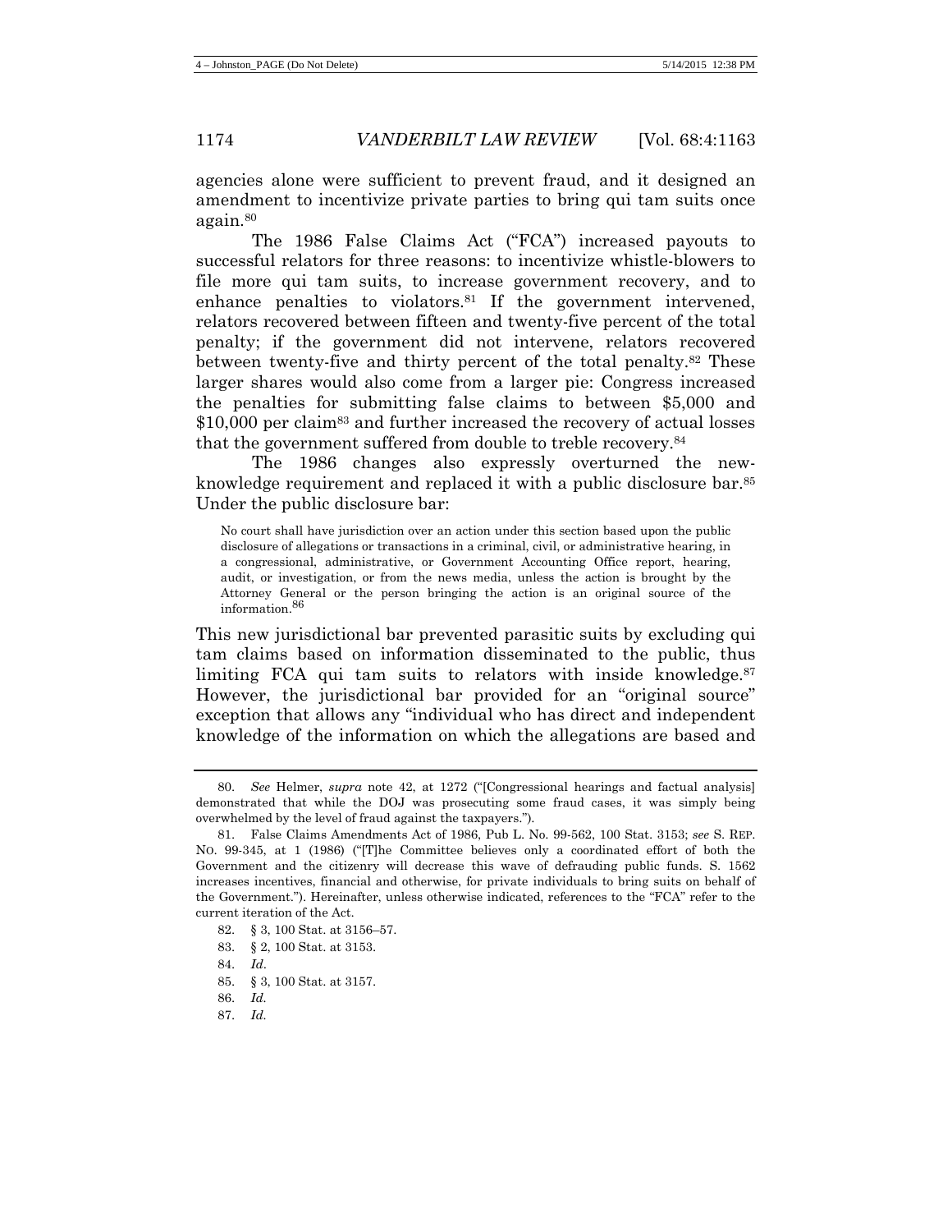agencies alone were sufficient to prevent fraud, and it designed an amendment to incentivize private parties to bring qui tam suits once again.[80]

The 1986 False Claims Act ("FCA") increased payouts to successful relators for three reasons: to incentivize whistle-blowers to file more qui tam suits, to increase government recovery, and to enhance penalties to violators.[81] If the government intervened, relators recovered between fifteen and twenty-five percent of the total penalty; if the government did not intervene, relators recovered between twenty-five and thirty percent of the total penalty.[82] These larger shares would also come from a larger pie: Congress increased the penalties for submitting false claims to between $5,000 and $10,000 per claim[83] and further increased the recovery of actual losses that the government suffered from double to treble recovery.[84]

The 1986 changes also expressly overturned the new-knowledge requirement and replaced it with a public disclosure bar.[85] Under the public disclosure bar:

> No court shall have jurisdiction over an action under this section based upon the public disclosure of allegations or transactions in a criminal, civil, or administrative hearing, in a congressional, administrative, or Government Accounting Office report, hearing, audit, or investigation, or from the news media, unless the action is brought by the Attorney General or the person bringing the action is an original source of the information.[86]

This new jurisdictional bar prevented parasitic suits by excluding qui tam claims based on information disseminated to the public, thus limiting FCA qui tam suits to relators with inside knowledge.[87] However, the jurisdictional bar provided for an "original source" exception that allows any "individual who has direct and independent knowledge of the information on which the allegations are based and

---

80. *See* Helmer, *supra* note 42, at 1272 ("[Congressional hearings and factual analysis] demonstrated that while the DOJ was prosecuting some fraud cases, it was simply being overwhelmed by the level of fraud against the taxpayers.").

81. False Claims Amendments Act of 1986, Pub L. No. 99-562, 100 Stat. 3153; *see* S. REP. NO. 99-345, at 1 (1986) ("[T]he Committee believes only a coordinated effort of both the Government and the citizenry will decrease this wave of defrauding public funds. S. 1562 increases incentives, financial and otherwise, for private individuals to bring suits on behalf of the Government."). Hereinafter, unless otherwise indicated, references to the "FCA" refer to the current iteration of the Act.

82. § 3, 100 Stat. at 3156–57.

83. § 2, 100 Stat. at 3153.

84. *Id*.

85. § 3, 100 Stat. at 3157.

86. *Id.*

87. *Id.*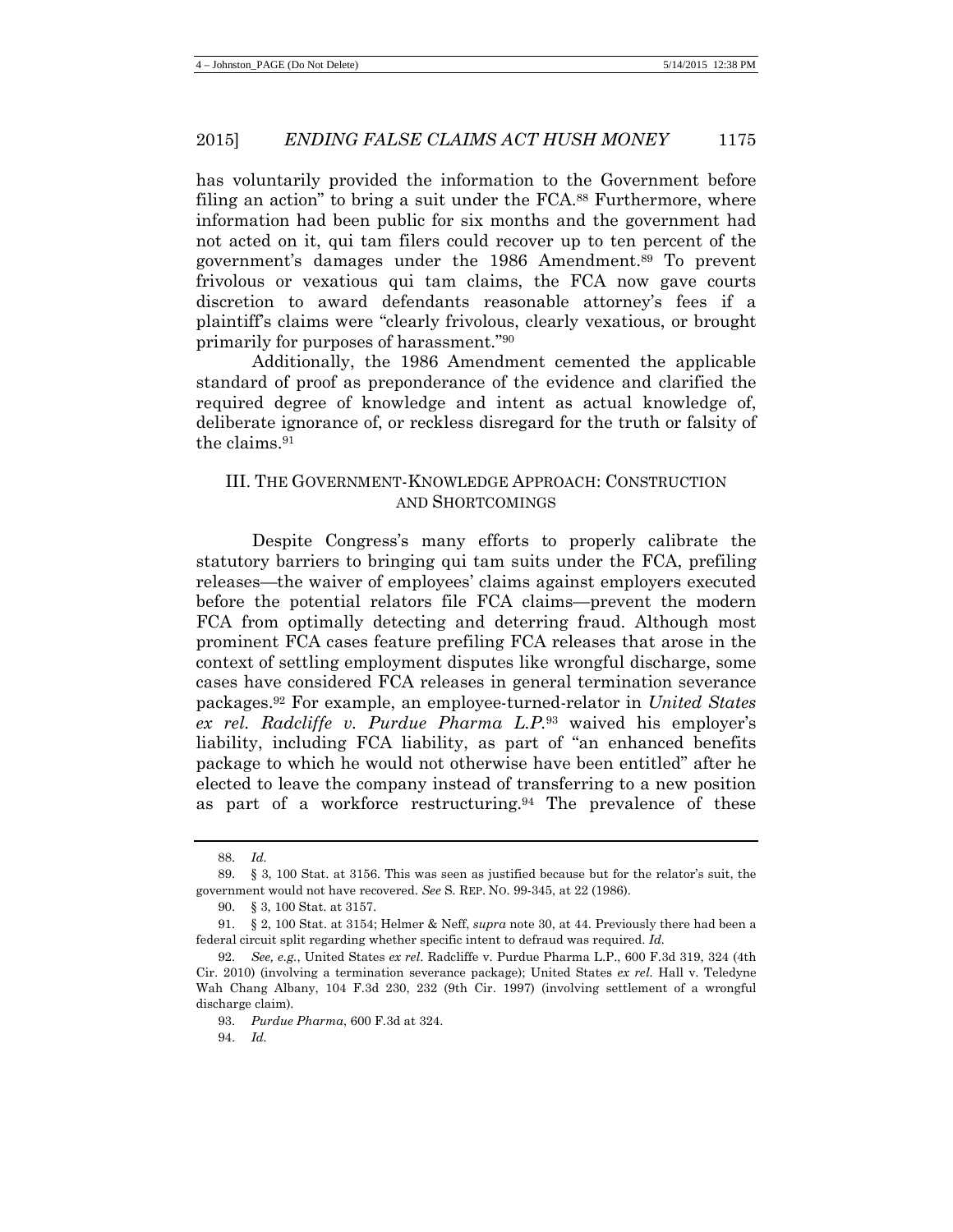has voluntarily provided the information to the Government before filing an action" to bring a suit under the FCA.[88] Furthermore, where information had been public for six months and the government had not acted on it, qui tam filers could recover up to ten percent of the government's damages under the 1986 Amendment.[89] To prevent frivolous or vexatious qui tam claims, the FCA now gave courts discretion to award defendants reasonable attorney's fees if a plaintiff's claims were "clearly frivolous, clearly vexatious, or brought primarily for purposes of harassment."[90]

Additionally, the 1986 Amendment cemented the applicable standard of proof as preponderance of the evidence and clarified the required degree of knowledge and intent as actual knowledge of, deliberate ignorance of, or reckless disregard for the truth or falsity of the claims.[91]

## III. THE GOVERNMENT-KNOWLEDGE APPROACH: CONSTRUCTION AND SHORTCOMINGS

Despite Congress's many efforts to properly calibrate the statutory barriers to bringing qui tam suits under the FCA, prefiling releases—the waiver of employees' claims against employers executed before the potential relators file FCA claims—prevent the modern FCA from optimally detecting and deterring fraud. Although most prominent FCA cases feature prefiling FCA releases that arose in the context of settling employment disputes like wrongful discharge, some cases have considered FCA releases in general termination severance packages.[92] For example, an employee-turned-relator in *United States ex rel. Radcliffe v. Purdue Pharma L.P.*[93] waived his employer's liability, including FCA liability, as part of "an enhanced benefits package to which he would not otherwise have been entitled" after he elected to leave the company instead of transferring to a new position as part of a workforce restructuring.[94] The prevalence of these

---

88. *Id.*

89. § 3, 100 Stat. at 3156. This was seen as justified because but for the relator's suit, the government would not have recovered. *See* S. REP. NO. 99-345, at 22 (1986).

90. § 3, 100 Stat. at 3157.

91. § 2, 100 Stat. at 3154; Helmer & Neff, *supra* note 30, at 44. Previously there had been a federal circuit split regarding whether specific intent to defraud was required. *Id.*

92. *See, e.g.*, United States *ex rel.* Radcliffe v. Purdue Pharma L.P., 600 F.3d 319, 324 (4th Cir. 2010) (involving a termination severance package); United States *ex rel.* Hall v. Teledyne Wah Chang Albany, 104 F.3d 230, 232 (9th Cir. 1997) (involving settlement of a wrongful discharge claim).

93. *Purdue Pharma*, 600 F.3d at 324.

94. *Id.*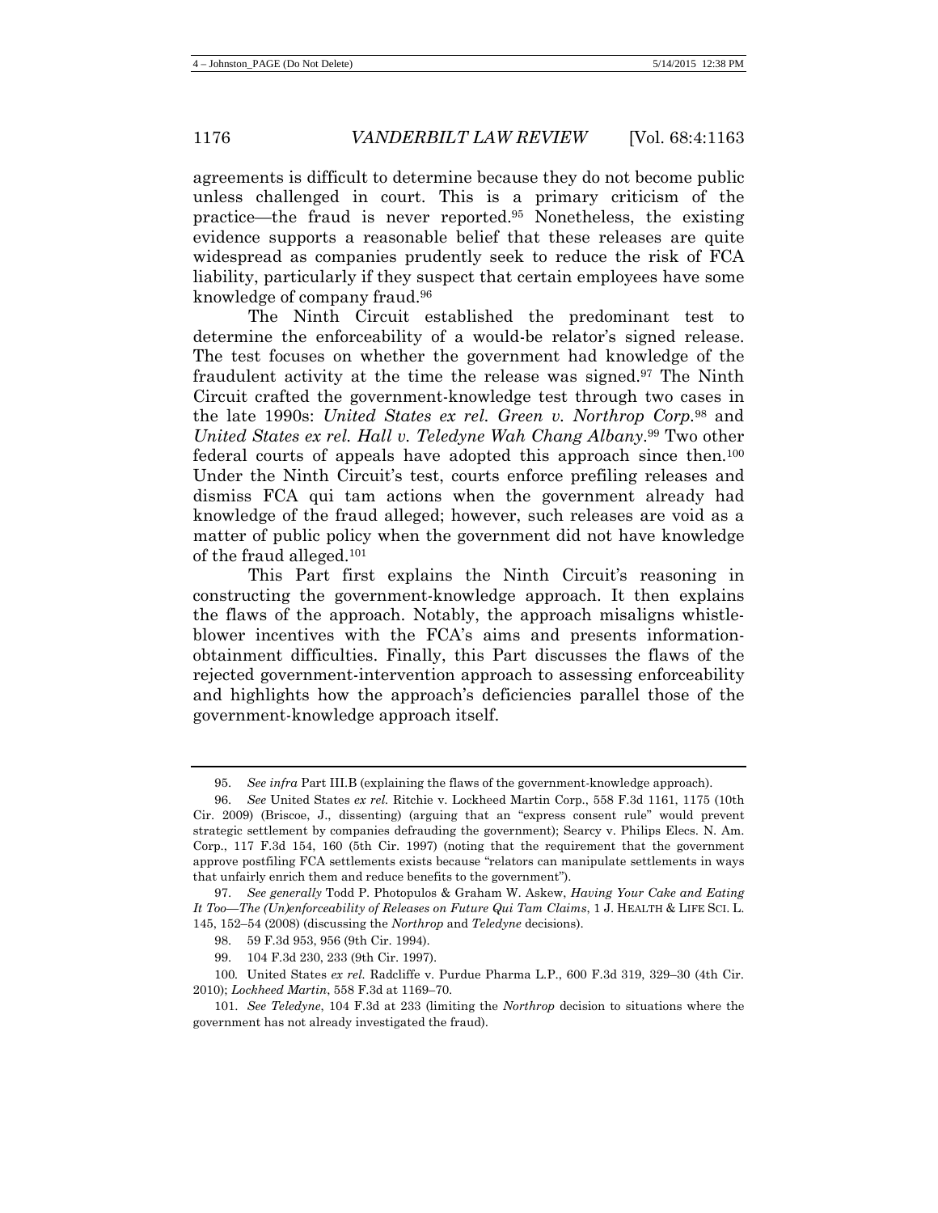agreements is difficult to determine because they do not become public unless challenged in court. This is a primary criticism of the practice—the fraud is never reported.[95] Nonetheless, the existing evidence supports a reasonable belief that these releases are quite widespread as companies prudently seek to reduce the risk of FCA liability, particularly if they suspect that certain employees have some knowledge of company fraud.[96]

The Ninth Circuit established the predominant test to determine the enforceability of a would-be relator's signed release. The test focuses on whether the government had knowledge of the fraudulent activity at the time the release was signed.[97] The Ninth Circuit crafted the government-knowledge test through two cases in the late 1990s: *United States ex rel. Green v. Northrop Corp.*[98] and *United States ex rel. Hall v. Teledyne Wah Chang Albany*.[99] Two other federal courts of appeals have adopted this approach since then.[100] Under the Ninth Circuit's test, courts enforce prefiling releases and dismiss FCA qui tam actions when the government already had knowledge of the fraud alleged; however, such releases are void as a matter of public policy when the government did not have knowledge of the fraud alleged.[101]

This Part first explains the Ninth Circuit's reasoning in constructing the government-knowledge approach. It then explains the flaws of the approach. Notably, the approach misaligns whistle-blower incentives with the FCA's aims and presents information-obtainment difficulties. Finally, this Part discusses the flaws of the rejected government-intervention approach to assessing enforceability and highlights how the approach's deficiencies parallel those of the government-knowledge approach itself.

---

95. *See infra* Part III.B (explaining the flaws of the government-knowledge approach).

96. *See* United States *ex rel.* Ritchie v. Lockheed Martin Corp., 558 F.3d 1161, 1175 (10th Cir. 2009) (Briscoe, J., dissenting) (arguing that an "express consent rule" would prevent strategic settlement by companies defrauding the government); Searcy v. Philips Elecs. N. Am. Corp., 117 F.3d 154, 160 (5th Cir. 1997) (noting that the requirement that the government approve postfiling FCA settlements exists because "relators can manipulate settlements in ways that unfairly enrich them and reduce benefits to the government").

97. *See generally* Todd P. Photopulos & Graham W. Askew, *Having Your Cake and Eating It Too—The (Un)enforceability of Releases on Future Qui Tam Claims*, 1 J. HEALTH & LIFE SCI. L. 145, 152–54 (2008) (discussing the *Northrop* and *Teledyne* decisions).

98. 59 F.3d 953, 956 (9th Cir. 1994).

99. 104 F.3d 230, 233 (9th Cir. 1997).

100. United States *ex rel.* Radcliffe v. Purdue Pharma L.P., 600 F.3d 319, 329–30 (4th Cir. 2010); *Lockheed Martin*, 558 F.3d at 1169–70.

101. *See Teledyne*, 104 F.3d at 233 (limiting the *Northrop* decision to situations where the government has not already investigated the fraud).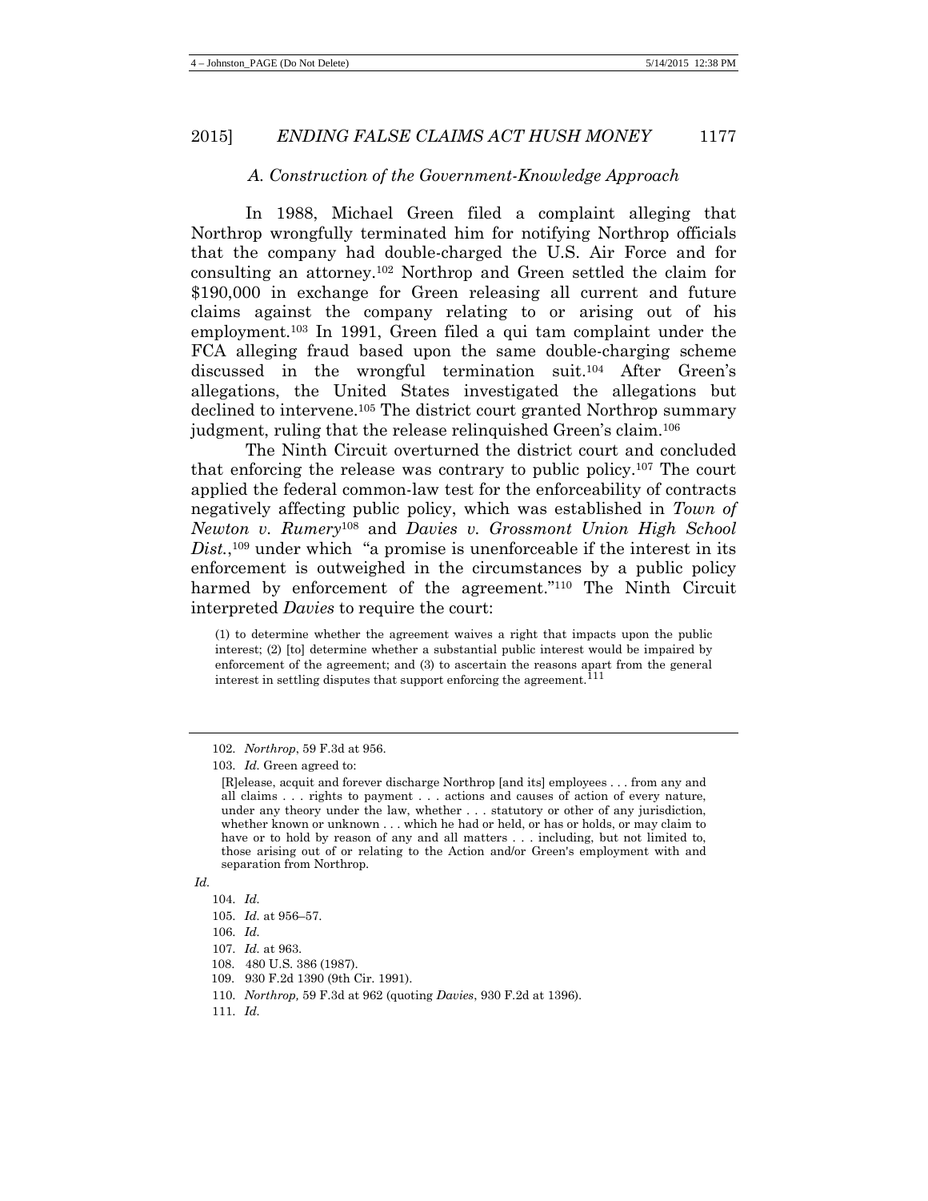### *A. Construction of the Government-Knowledge Approach*

In 1988, Michael Green filed a complaint alleging that Northrop wrongfully terminated him for notifying Northrop officials that the company had double-charged the U.S. Air Force and for consulting an attorney.[102] Northrop and Green settled the claim for $190,000 in exchange for Green releasing all current and future claims against the company relating to or arising out of his employment.[103] In 1991, Green filed a qui tam complaint under the FCA alleging fraud based upon the same double-charging scheme discussed in the wrongful termination suit.[104] After Green's allegations, the United States investigated the allegations but declined to intervene.[105] The district court granted Northrop summary judgment, ruling that the release relinquished Green's claim.[106]

The Ninth Circuit overturned the district court and concluded that enforcing the release was contrary to public policy.[107] The court applied the federal common-law test for the enforceability of contracts negatively affecting public policy, which was established in *Town of Newton v. Rumery*[108] and *Davies v. Grossmont Union High School Dist.*,[109] under which "a promise is unenforceable if the interest in its enforcement is outweighed in the circumstances by a public policy harmed by enforcement of the agreement."[110] The Ninth Circuit interpreted *Davies* to require the court:

> (1) to determine whether the agreement waives a right that impacts upon the public interest; (2) [to] determine whether a substantial public interest would be impaired by enforcement of the agreement; and (3) to ascertain the reasons apart from the general interest in settling disputes that support enforcing the agreement.[111]

---

102. *Northrop*, 59 F.3d at 956.

103. *Id.* Green agreed to:

> [R]elease, acquit and forever discharge Northrop [and its] employees . . . from any and all claims . . . rights to payment . . . actions and causes of action of every nature, under any theory under the law, whether . . . statutory or other of any jurisdiction, whether known or unknown . . . which he had or held, or has or holds, or may claim to have or to hold by reason of any and all matters . . . including, but not limited to, those arising out of or relating to the Action and/or Green's employment with and separation from Northrop.

*Id.*

104. *Id.*

105. *Id.* at 956–57.

106. *Id.*

107. *Id.* at 963.

108. 480 U.S. 386 (1987).

109. 930 F.2d 1390 (9th Cir. 1991).

110. *Northrop,* 59 F.3d at 962 (quoting *Davies*, 930 F.2d at 1396).

111. *Id.*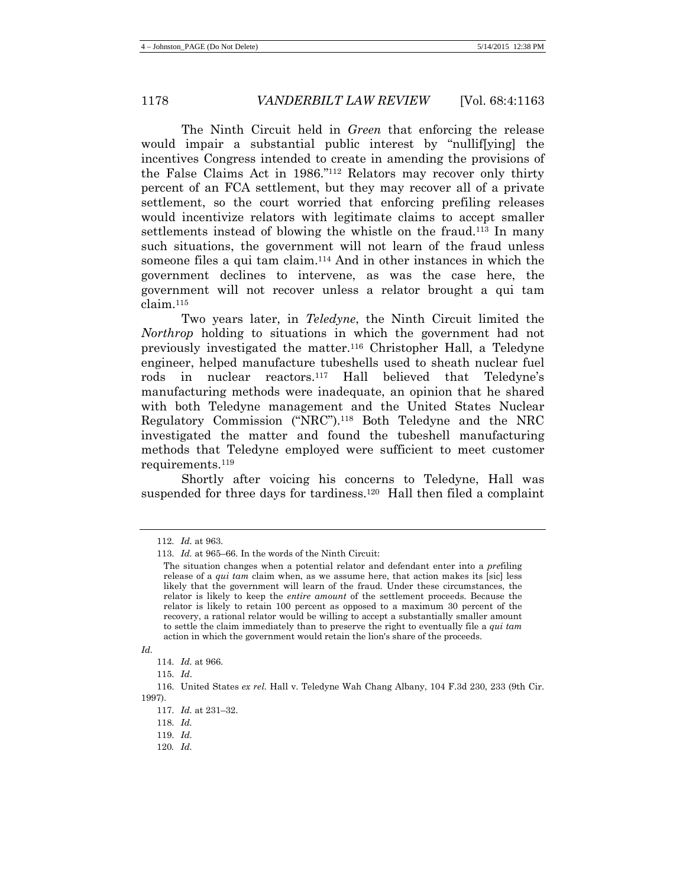The Ninth Circuit held in *Green* that enforcing the release would impair a substantial public interest by "nullif[ying] the incentives Congress intended to create in amending the provisions of the False Claims Act in 1986."[112] Relators may recover only thirty percent of an FCA settlement, but they may recover all of a private settlement, so the court worried that enforcing prefiling releases would incentivize relators with legitimate claims to accept smaller settlements instead of blowing the whistle on the fraud.[113] In many such situations, the government will not learn of the fraud unless someone files a qui tam claim.[114] And in other instances in which the government declines to intervene, as was the case here, the government will not recover unless a relator brought a qui tam claim.[115]

Two years later, in *Teledyne*, the Ninth Circuit limited the *Northrop* holding to situations in which the government had not previously investigated the matter.[116] Christopher Hall, a Teledyne engineer, helped manufacture tubeshells used to sheath nuclear fuel rods in nuclear reactors.[117] Hall believed that Teledyne's manufacturing methods were inadequate, an opinion that he shared with both Teledyne management and the United States Nuclear Regulatory Commission ("NRC").[118] Both Teledyne and the NRC investigated the matter and found the tubeshell manufacturing methods that Teledyne employed were sufficient to meet customer requirements.[119]

Shortly after voicing his concerns to Teledyne, Hall was suspended for three days for tardiness.[120] Hall then filed a complaint

---

112. *Id.* at 963.

113. *Id.* at 965–66. In the words of the Ninth Circuit:

> The situation changes when a potential relator and defendant enter into a *pre*filing release of a *qui tam* claim when, as we assume here, that action makes its [sic] less likely that the government will learn of the fraud. Under these circumstances, the relator is likely to keep the *entire amount* of the settlement proceeds. Because the relator is likely to retain 100 percent as opposed to a maximum 30 percent of the recovery, a rational relator would be willing to accept a substantially smaller amount to settle the claim immediately than to preserve the right to eventually file a *qui tam* action in which the government would retain the lion's share of the proceeds.

*Id.*

114. *Id.* at 966.

115. *Id.*

116. United States *ex rel.* Hall v. Teledyne Wah Chang Albany, 104 F.3d 230, 233 (9th Cir. 1997).

117. *Id.* at 231–32.

118. *Id.*

119. *Id.*

120. *Id.*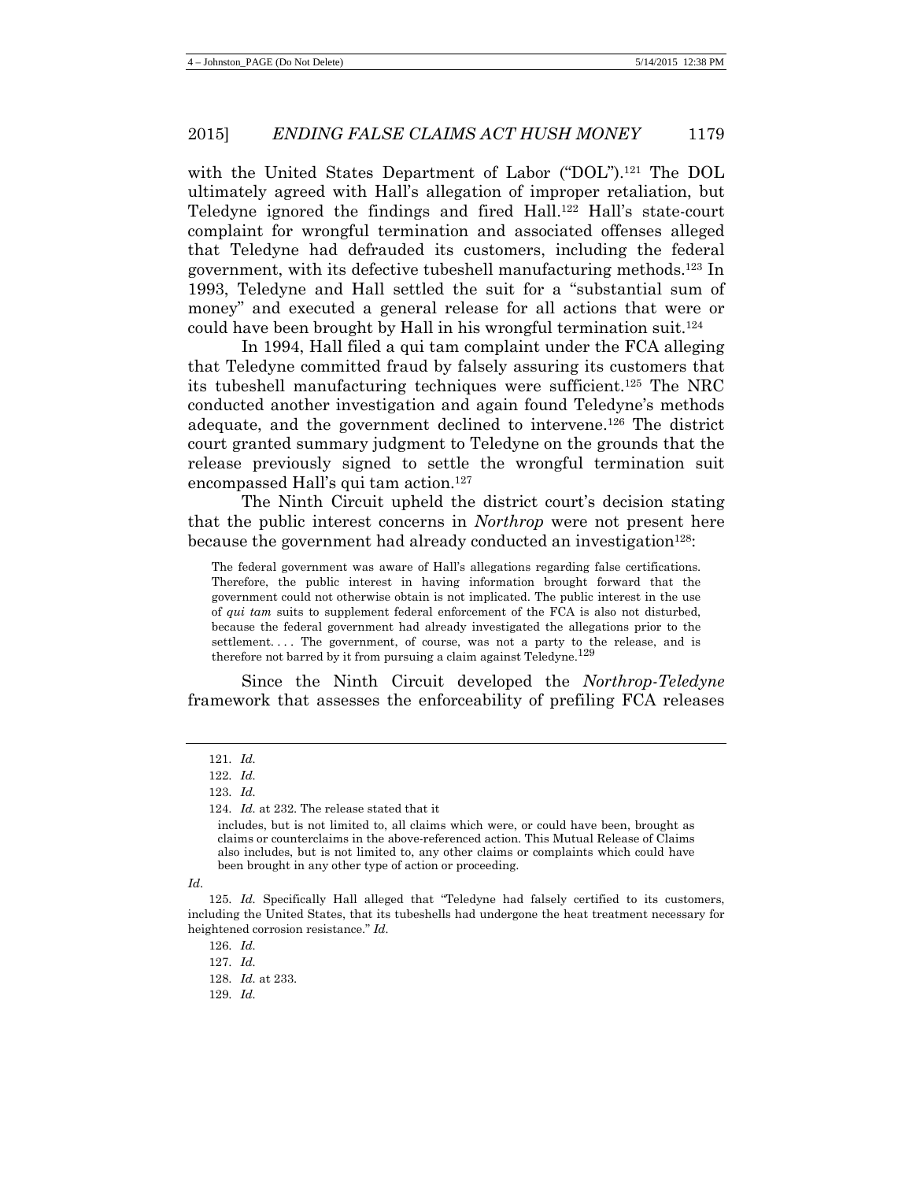with the United States Department of Labor ("DOL").[121] The DOL ultimately agreed with Hall's allegation of improper retaliation, but Teledyne ignored the findings and fired Hall.[122] Hall's state-court complaint for wrongful termination and associated offenses alleged that Teledyne had defrauded its customers, including the federal government, with its defective tubeshell manufacturing methods.[123] In 1993, Teledyne and Hall settled the suit for a "substantial sum of money" and executed a general release for all actions that were or could have been brought by Hall in his wrongful termination suit.[124]

In 1994, Hall filed a qui tam complaint under the FCA alleging that Teledyne committed fraud by falsely assuring its customers that its tubeshell manufacturing techniques were sufficient.[125] The NRC conducted another investigation and again found Teledyne's methods adequate, and the government declined to intervene.[126] The district court granted summary judgment to Teledyne on the grounds that the release previously signed to settle the wrongful termination suit encompassed Hall's qui tam action.[127]

The Ninth Circuit upheld the district court's decision stating that the public interest concerns in *Northrop* were not present here because the government had already conducted an investigation[128]:

> The federal government was aware of Hall's allegations regarding false certifications. Therefore, the public interest in having information brought forward that the government could not otherwise obtain is not implicated. The public interest in the use of *qui tam* suits to supplement federal enforcement of the FCA is also not disturbed, because the federal government had already investigated the allegations prior to the settlement. . . . The government, of course, was not a party to the release, and is therefore not barred by it from pursuing a claim against Teledyne.[129]

Since the Ninth Circuit developed the *Northrop-Teledyne* framework that assesses the enforceability of prefiling FCA releases

---

121. *Id.*

122. *Id.*

123. *Id.*

124. *Id.* at 232. The release stated that it

> includes, but is not limited to, all claims which were, or could have been, brought as claims or counterclaims in the above-referenced action. This Mutual Release of Claims also includes, but is not limited to, any other claims or complaints which could have been brought in any other type of action or proceeding.

*Id*.

125. *Id.* Specifically Hall alleged that "Teledyne had falsely certified to its customers, including the United States, that its tubeshells had undergone the heat treatment necessary for heightened corrosion resistance." *Id.*

126. *Id.*

127. *Id.*

128. *Id.* at 233.

129. *Id.*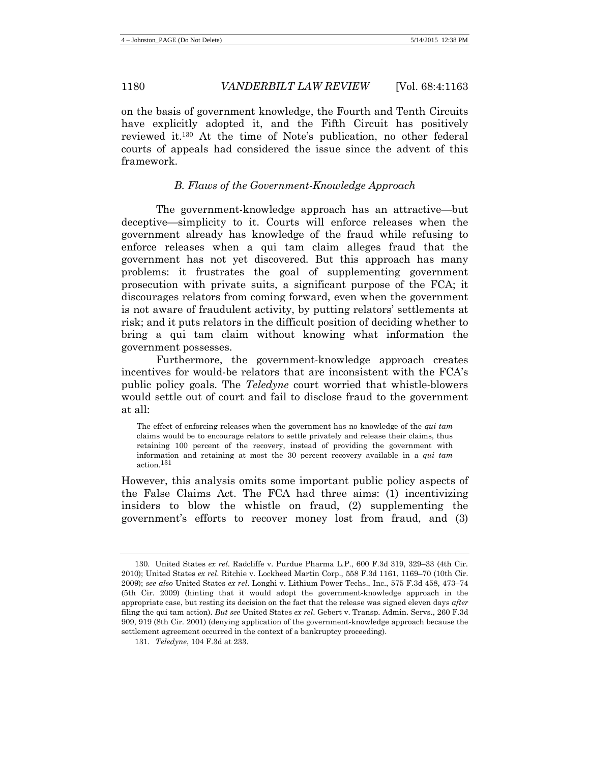on the basis of government knowledge, the Fourth and Tenth Circuits have explicitly adopted it, and the Fifth Circuit has positively reviewed it.[130] At the time of Note's publication, no other federal courts of appeals had considered the issue since the advent of this framework.

### *B. Flaws of the Government-Knowledge Approach*

The government-knowledge approach has an attractive—but deceptive—simplicity to it. Courts will enforce releases when the government already has knowledge of the fraud while refusing to enforce releases when a qui tam claim alleges fraud that the government has not yet discovered. But this approach has many problems: it frustrates the goal of supplementing government prosecution with private suits, a significant purpose of the FCA; it discourages relators from coming forward, even when the government is not aware of fraudulent activity, by putting relators' settlements at risk; and it puts relators in the difficult position of deciding whether to bring a qui tam claim without knowing what information the government possesses.

Furthermore, the government-knowledge approach creates incentives for would-be relators that are inconsistent with the FCA's public policy goals. The *Teledyne* court worried that whistle-blowers would settle out of court and fail to disclose fraud to the government at all:

> The effect of enforcing releases when the government has no knowledge of the *qui tam* claims would be to encourage relators to settle privately and release their claims, thus retaining 100 percent of the recovery, instead of providing the government with information and retaining at most the 30 percent recovery available in a *qui tam* action.[131]

However, this analysis omits some important public policy aspects of the False Claims Act. The FCA had three aims: (1) incentivizing insiders to blow the whistle on fraud, (2) supplementing the government's efforts to recover money lost from fraud, and (3)

---

130. United States *ex rel.* Radcliffe v. Purdue Pharma L.P., 600 F.3d 319, 329–33 (4th Cir. 2010); United States *ex rel.* Ritchie v. Lockheed Martin Corp., 558 F.3d 1161, 1169–70 (10th Cir. 2009); *see also* United States *ex rel.* Longhi v. Lithium Power Techs., Inc., 575 F.3d 458, 473–74 (5th Cir. 2009) (hinting that it would adopt the government-knowledge approach in the appropriate case, but resting its decision on the fact that the release was signed eleven days *after* filing the qui tam action). *But see* United States *ex rel.* Gebert v. Transp. Admin. Servs., 260 F.3d 909, 919 (8th Cir. 2001) (denying application of the government-knowledge approach because the settlement agreement occurred in the context of a bankruptcy proceeding).

131. *Teledyne*, 104 F.3d at 233.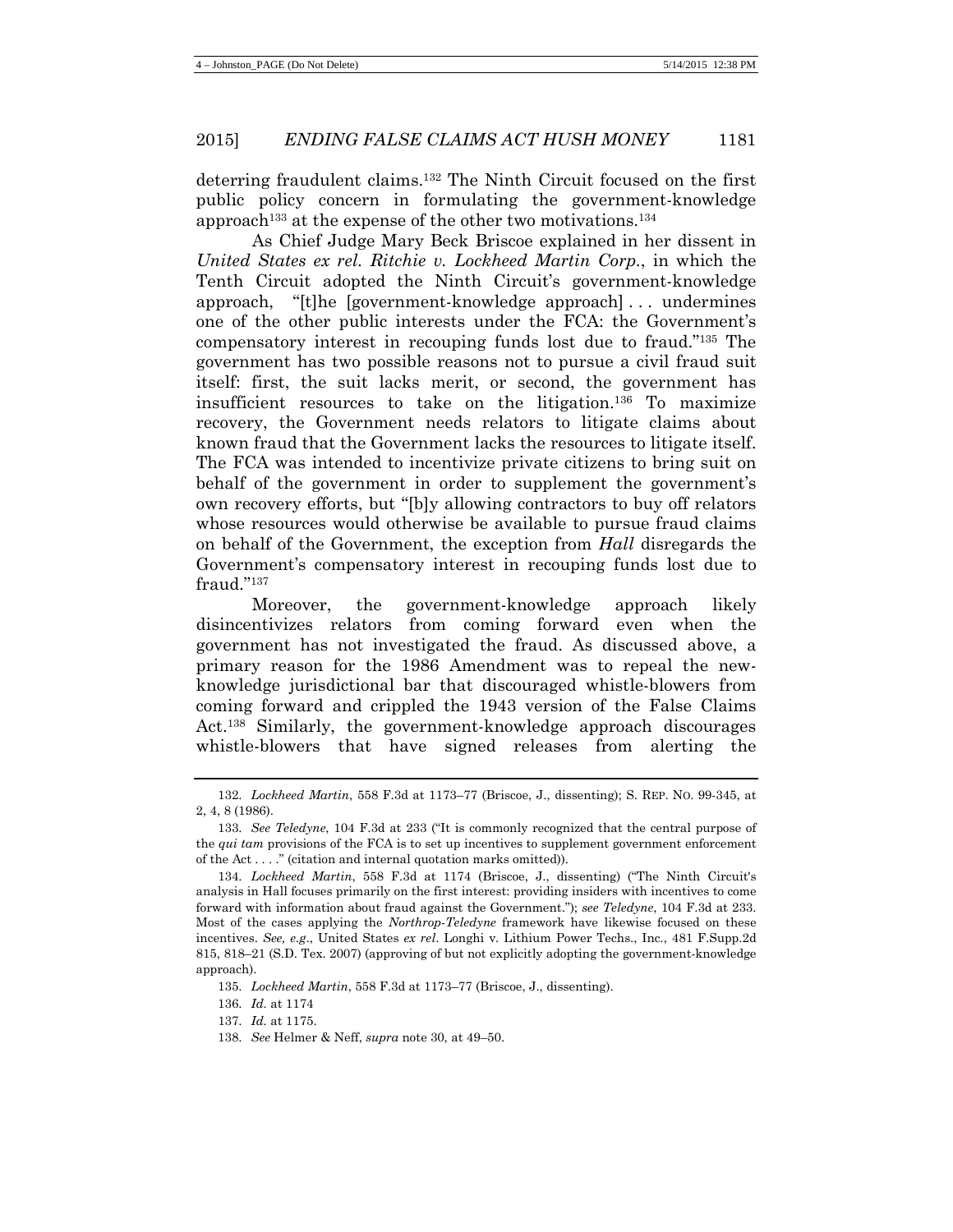deterring fraudulent claims.[132] The Ninth Circuit focused on the first public policy concern in formulating the government-knowledge approach[133] at the expense of the other two motivations.[134]

As Chief Judge Mary Beck Briscoe explained in her dissent in *United States ex rel. Ritchie v. Lockheed Martin Corp.*, in which the Tenth Circuit adopted the Ninth Circuit's government-knowledge approach, "[t]he [government-knowledge approach] . . . undermines one of the other public interests under the FCA: the Government's compensatory interest in recouping funds lost due to fraud."[135] The government has two possible reasons not to pursue a civil fraud suit itself: first, the suit lacks merit, or second, the government has insufficient resources to take on the litigation.[136] To maximize recovery, the Government needs relators to litigate claims about known fraud that the Government lacks the resources to litigate itself. The FCA was intended to incentivize private citizens to bring suit on behalf of the government in order to supplement the government's own recovery efforts, but "[b]y allowing contractors to buy off relators whose resources would otherwise be available to pursue fraud claims on behalf of the Government, the exception from *Hall* disregards the Government's compensatory interest in recouping funds lost due to fraud."[137]

Moreover, the government-knowledge approach likely disincentivizes relators from coming forward even when the government has not investigated the fraud. As discussed above, a primary reason for the 1986 Amendment was to repeal the new-knowledge jurisdictional bar that discouraged whistle-blowers from coming forward and crippled the 1943 version of the False Claims Act.[138] Similarly, the government-knowledge approach discourages whistle-blowers that have signed releases from alerting the

---

132. *Lockheed Martin*, 558 F.3d at 1173–77 (Briscoe, J., dissenting); S. REP. NO. 99-345, at 2, 4, 8 (1986).

133. *See Teledyne*, 104 F.3d at 233 ("It is commonly recognized that the central purpose of the *qui tam* provisions of the FCA is to set up incentives to supplement government enforcement of the Act . . . ." (citation and internal quotation marks omitted)).

134. *Lockheed Martin*, 558 F.3d at 1174 (Briscoe, J., dissenting) ("The Ninth Circuit's analysis in Hall focuses primarily on the first interest: providing insiders with incentives to come forward with information about fraud against the Government."); *see Teledyne*, 104 F.3d at 233. Most of the cases applying the *Northrop-Teledyne* framework have likewise focused on these incentives. *See, e.g.*, United States *ex rel.* Longhi v. Lithium Power Techs., Inc., 481 F.Supp.2d 815, 818–21 (S.D. Tex. 2007) (approving of but not explicitly adopting the government-knowledge approach).

135. *Lockheed Martin*, 558 F.3d at 1173–77 (Briscoe, J., dissenting).

136. *Id.* at 1174

137. *Id.* at 1175.

138. *See* Helmer & Neff, *supra* note 30, at 49–50.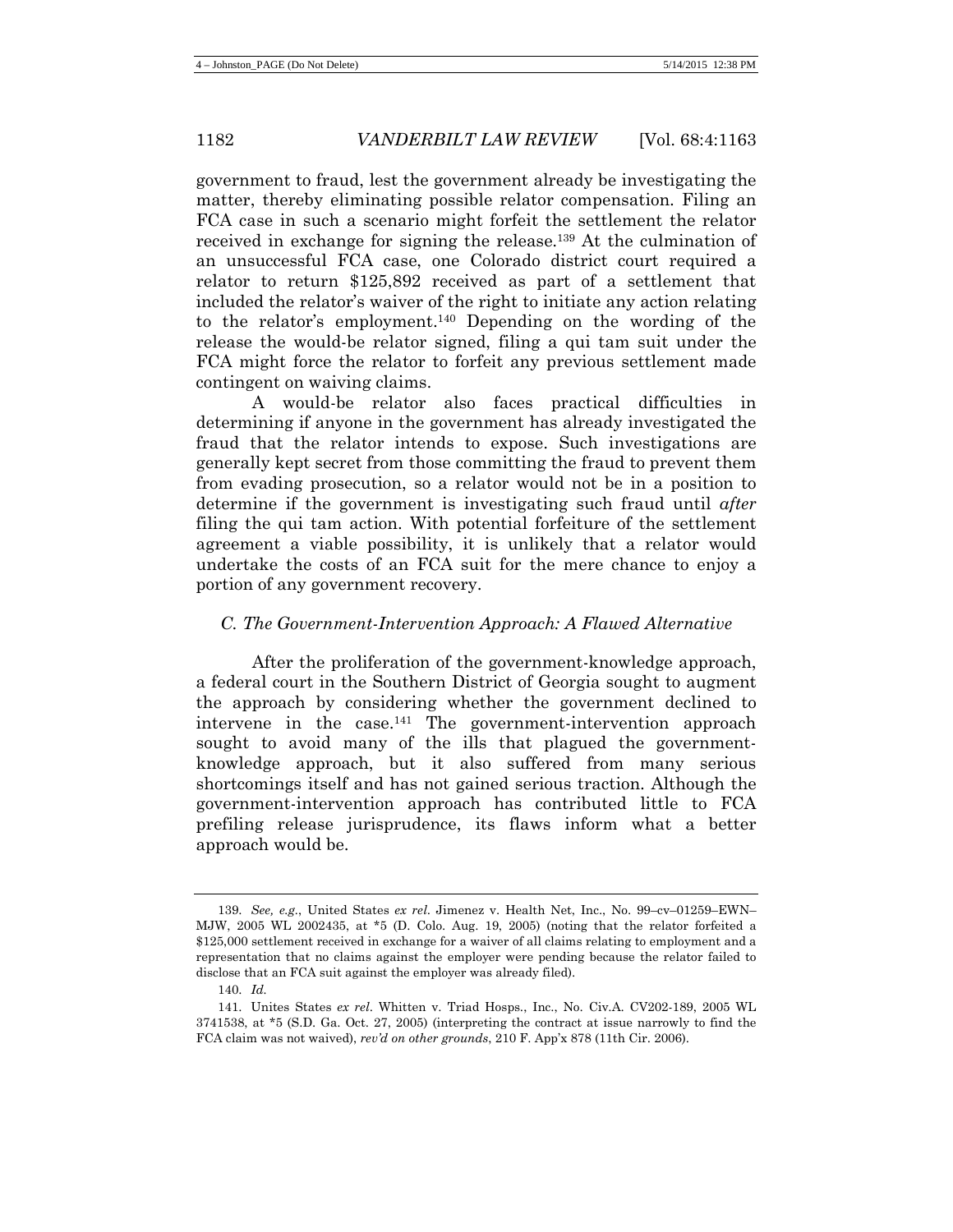government to fraud, lest the government already be investigating the matter, thereby eliminating possible relator compensation. Filing an FCA case in such a scenario might forfeit the settlement the relator received in exchange for signing the release.[139] At the culmination of an unsuccessful FCA case, one Colorado district court required a relator to return $125,892 received as part of a settlement that included the relator's waiver of the right to initiate any action relating to the relator's employment.[140] Depending on the wording of the release the would-be relator signed, filing a qui tam suit under the FCA might force the relator to forfeit any previous settlement made contingent on waiving claims.

A would-be relator also faces practical difficulties in determining if anyone in the government has already investigated the fraud that the relator intends to expose. Such investigations are generally kept secret from those committing the fraud to prevent them from evading prosecution, so a relator would not be in a position to determine if the government is investigating such fraud until *after* filing the qui tam action. With potential forfeiture of the settlement agreement a viable possibility, it is unlikely that a relator would undertake the costs of an FCA suit for the mere chance to enjoy a portion of any government recovery.

### *C. The Government-Intervention Approach: A Flawed Alternative*

After the proliferation of the government-knowledge approach, a federal court in the Southern District of Georgia sought to augment the approach by considering whether the government declined to intervene in the case.[141] The government-intervention approach sought to avoid many of the ills that plagued the government-knowledge approach, but it also suffered from many serious shortcomings itself and has not gained serious traction. Although the government-intervention approach has contributed little to FCA prefiling release jurisprudence, its flaws inform what a better approach would be.

---

139. *See, e.g.*, United States *ex rel.* Jimenez v. Health Net, Inc., No. 99–cv–01259–EWN–MJW, 2005 WL 2002435, at *5 (D. Colo. Aug. 19, 2005) (noting that the relator forfeited a $125,000 settlement received in exchange for a waiver of all claims relating to employment and a representation that no claims against the employer were pending because the relator failed to disclose that an FCA suit against the employer was already filed).

140. *Id.*

141. Unites States *ex rel.* Whitten v. Triad Hosps., Inc., No. Civ.A. CV202-189, 2005 WL 3741538, at *5 (S.D. Ga. Oct. 27, 2005) (interpreting the contract at issue narrowly to find the FCA claim was not waived), *rev'd on other grounds*, 210 F. App'x 878 (11th Cir. 2006).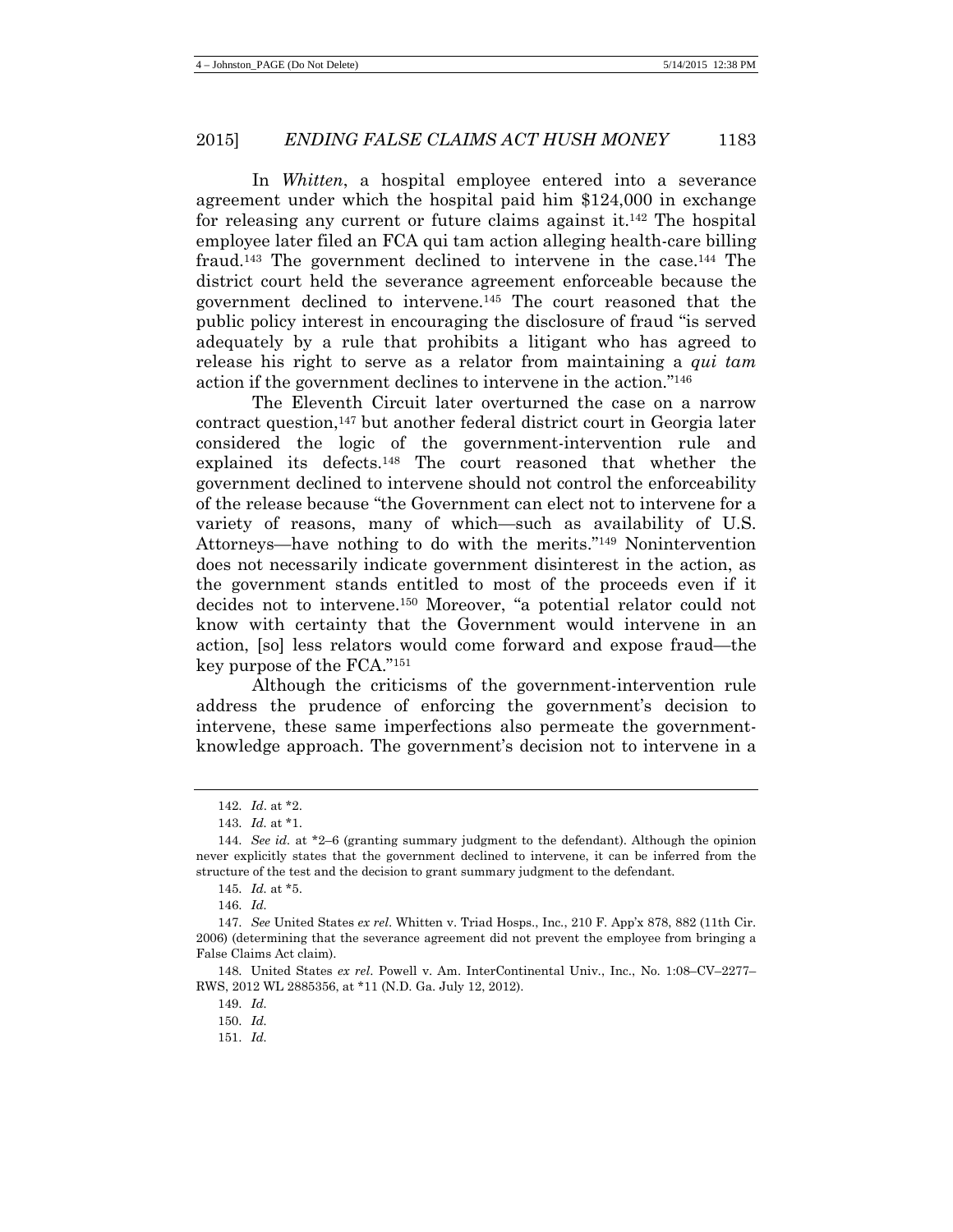In *Whitten*, a hospital employee entered into a severance agreement under which the hospital paid him $124,000 in exchange for releasing any current or future claims against it.[142] The hospital employee later filed an FCA qui tam action alleging health-care billing fraud.[143] The government declined to intervene in the case.[144] The district court held the severance agreement enforceable because the government declined to intervene.[145] The court reasoned that the public policy interest in encouraging the disclosure of fraud "is served adequately by a rule that prohibits a litigant who has agreed to release his right to serve as a relator from maintaining a *qui tam* action if the government declines to intervene in the action."[146]

The Eleventh Circuit later overturned the case on a narrow contract question,[147] but another federal district court in Georgia later considered the logic of the government-intervention rule and explained its defects.[148] The court reasoned that whether the government declined to intervene should not control the enforceability of the release because "the Government can elect not to intervene for a variety of reasons, many of which—such as availability of U.S. Attorneys—have nothing to do with the merits."[149] Nonintervention does not necessarily indicate government disinterest in the action, as the government stands entitled to most of the proceeds even if it decides not to intervene.[150] Moreover, "a potential relator could not know with certainty that the Government would intervene in an action, [so] less relators would come forward and expose fraud—the key purpose of the FCA."[151]

Although the criticisms of the government-intervention rule address the prudence of enforcing the government's decision to intervene, these same imperfections also permeate the government-knowledge approach. The government's decision not to intervene in a

---

142. *Id*. at *2.

143. *Id.* at *1.

144. *See id.* at *2–6 (granting summary judgment to the defendant). Although the opinion never explicitly states that the government declined to intervene, it can be inferred from the structure of the test and the decision to grant summary judgment to the defendant.

145. *Id.* at *5.

146. *Id.*

147. *See* United States *ex rel*. Whitten v. Triad Hosps., Inc., 210 F. App'x 878, 882 (11th Cir. 2006) (determining that the severance agreement did not prevent the employee from bringing a False Claims Act claim).

148. United States *ex rel.* Powell v. Am. InterContinental Univ., Inc., No. 1:08–CV–2277–RWS, 2012 WL 2885356, at *11 (N.D. Ga. July 12, 2012).

149. *Id.*

150. *Id.*

151. *Id.*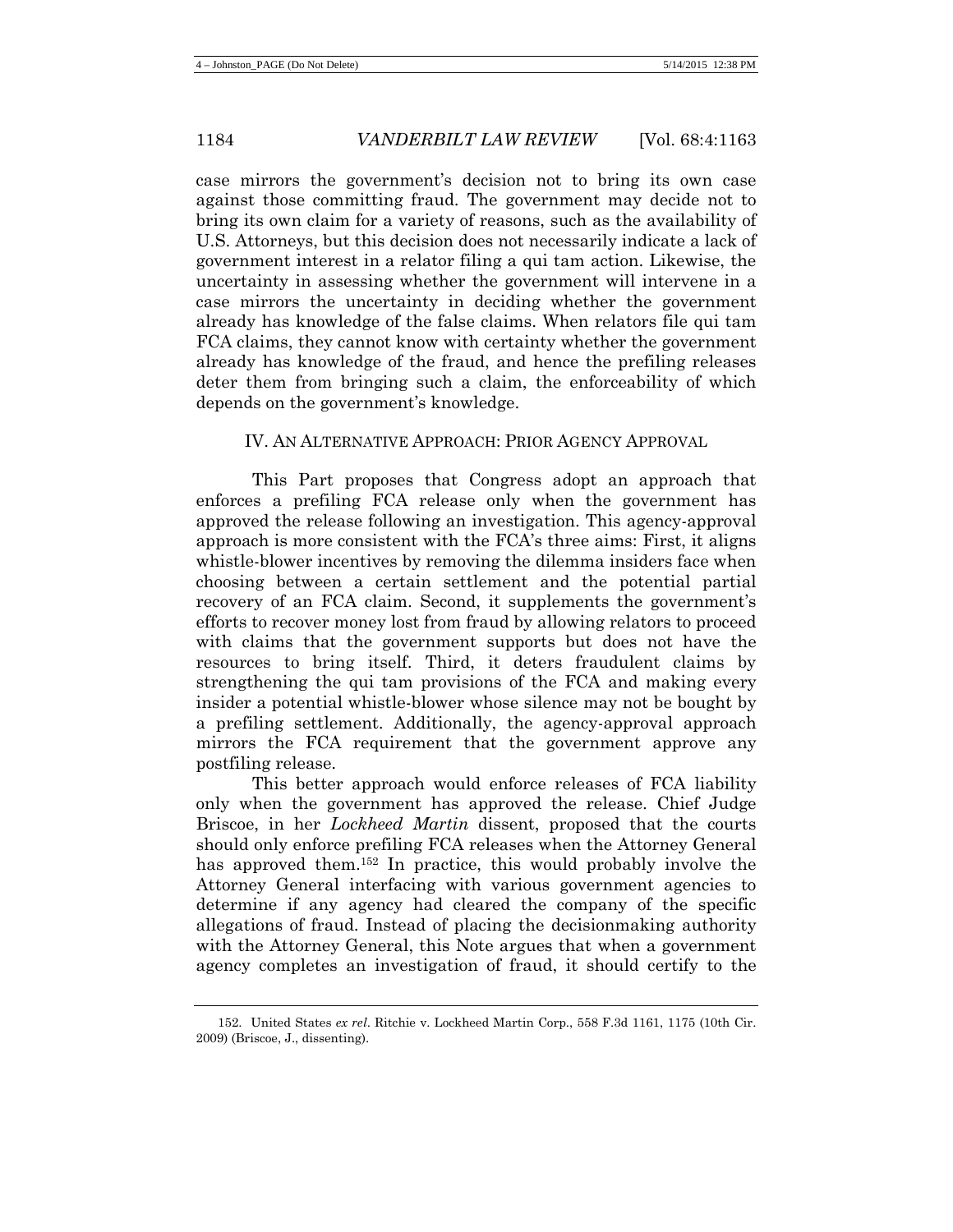case mirrors the government's decision not to bring its own case against those committing fraud. The government may decide not to bring its own claim for a variety of reasons, such as the availability of U.S. Attorneys, but this decision does not necessarily indicate a lack of government interest in a relator filing a qui tam action. Likewise, the uncertainty in assessing whether the government will intervene in a case mirrors the uncertainty in deciding whether the government already has knowledge of the false claims. When relators file qui tam FCA claims, they cannot know with certainty whether the government already has knowledge of the fraud, and hence the prefiling releases deter them from bringing such a claim, the enforceability of which depends on the government's knowledge.

## IV. AN ALTERNATIVE APPROACH: PRIOR AGENCY APPROVAL

This Part proposes that Congress adopt an approach that enforces a prefiling FCA release only when the government has approved the release following an investigation. This agency-approval approach is more consistent with the FCA's three aims: First, it aligns whistle-blower incentives by removing the dilemma insiders face when choosing between a certain settlement and the potential partial recovery of an FCA claim. Second, it supplements the government's efforts to recover money lost from fraud by allowing relators to proceed with claims that the government supports but does not have the resources to bring itself. Third, it deters fraudulent claims by strengthening the qui tam provisions of the FCA and making every insider a potential whistle-blower whose silence may not be bought by a prefiling settlement. Additionally, the agency-approval approach mirrors the FCA requirement that the government approve any postfiling release.

This better approach would enforce releases of FCA liability only when the government has approved the release. Chief Judge Briscoe, in her *Lockheed Martin* dissent, proposed that the courts should only enforce prefiling FCA releases when the Attorney General has approved them.[152] In practice, this would probably involve the Attorney General interfacing with various government agencies to determine if any agency had cleared the company of the specific allegations of fraud. Instead of placing the decisionmaking authority with the Attorney General, this Note argues that when a government agency completes an investigation of fraud, it should certify to the

152. United States *ex rel*. Ritchie v. Lockheed Martin Corp., 558 F.3d 1161, 1175 (10th Cir. 2009) (Briscoe, J., dissenting).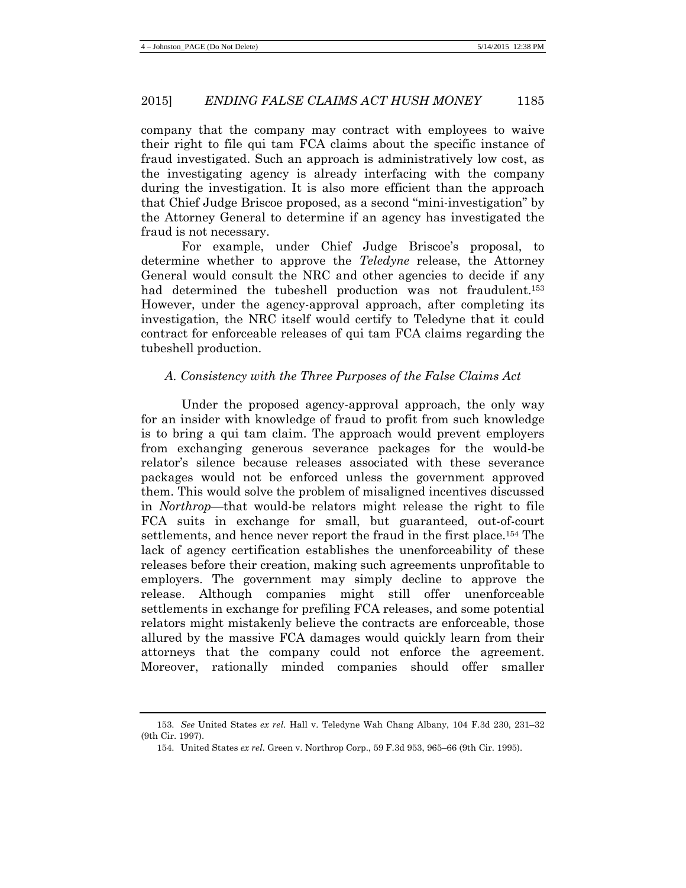company that the company may contract with employees to waive their right to file qui tam FCA claims about the specific instance of fraud investigated. Such an approach is administratively low cost, as the investigating agency is already interfacing with the company during the investigation. It is also more efficient than the approach that Chief Judge Briscoe proposed, as a second "mini-investigation" by the Attorney General to determine if an agency has investigated the fraud is not necessary.

For example, under Chief Judge Briscoe's proposal, to determine whether to approve the *Teledyne* release, the Attorney General would consult the NRC and other agencies to decide if any had determined the tubeshell production was not fraudulent.[153] However, under the agency-approval approach, after completing its investigation, the NRC itself would certify to Teledyne that it could contract for enforceable releases of qui tam FCA claims regarding the tubeshell production.

### *A. Consistency with the Three Purposes of the False Claims Act*

Under the proposed agency-approval approach, the only way for an insider with knowledge of fraud to profit from such knowledge is to bring a qui tam claim. The approach would prevent employers from exchanging generous severance packages for the would-be relator's silence because releases associated with these severance packages would not be enforced unless the government approved them. This would solve the problem of misaligned incentives discussed in *Northrop*—that would-be relators might release the right to file FCA suits in exchange for small, but guaranteed, out-of-court settlements, and hence never report the fraud in the first place.[154] The lack of agency certification establishes the unenforceability of these releases before their creation, making such agreements unprofitable to employers. The government may simply decline to approve the release. Although companies might still offer unenforceable settlements in exchange for prefiling FCA releases, and some potential relators might mistakenly believe the contracts are enforceable, those allured by the massive FCA damages would quickly learn from their attorneys that the company could not enforce the agreement. Moreover, rationally minded companies should offer smaller

---

153. *See* United States *ex rel.* Hall v. Teledyne Wah Chang Albany, 104 F.3d 230, 231–32 (9th Cir. 1997).

154. United States *ex rel.* Green v. Northrop Corp., 59 F.3d 953, 965–66 (9th Cir. 1995).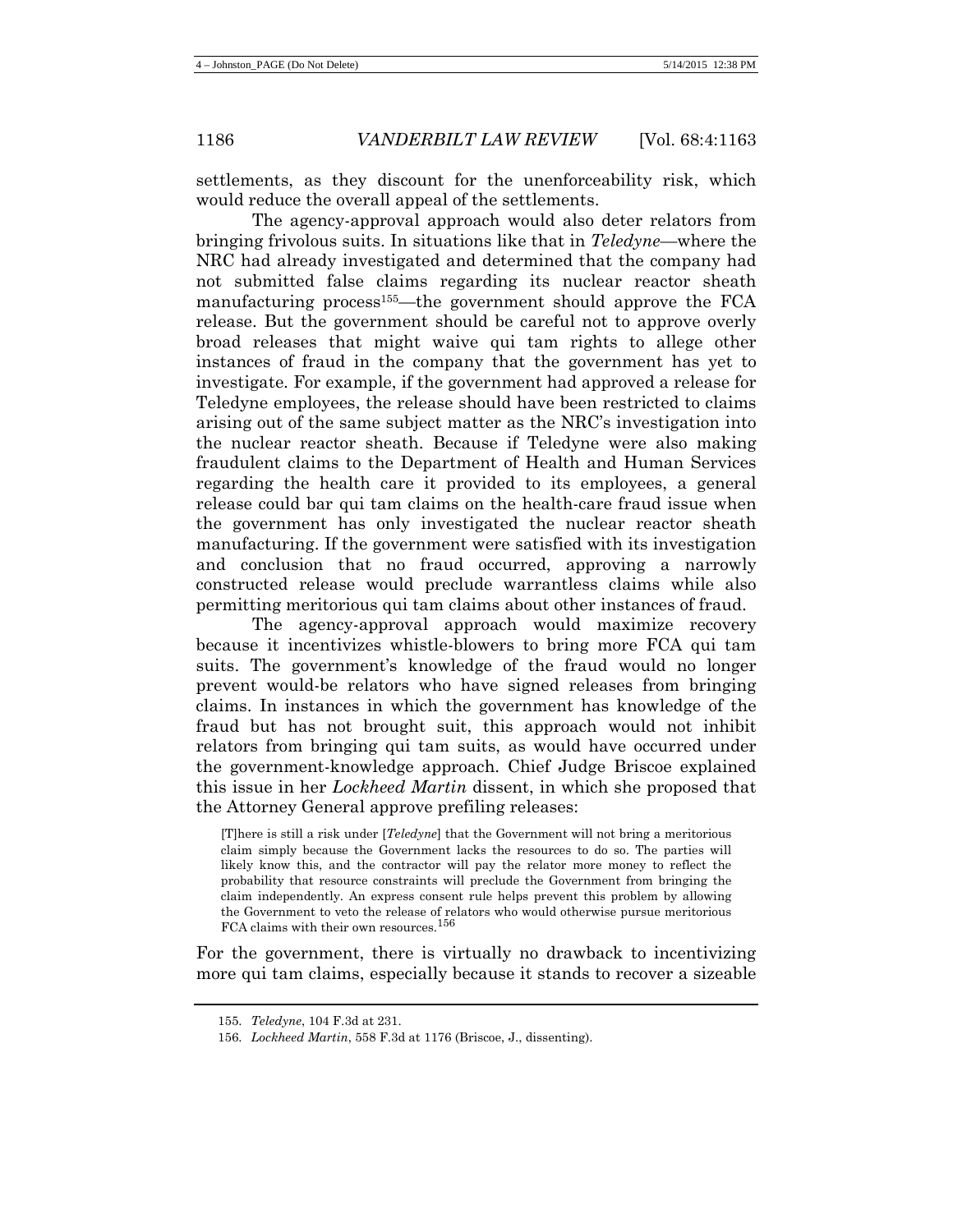settlements, as they discount for the unenforceability risk, which would reduce the overall appeal of the settlements.

The agency-approval approach would also deter relators from bringing frivolous suits. In situations like that in *Teledyne*—where the NRC had already investigated and determined that the company had not submitted false claims regarding its nuclear reactor sheath manufacturing process[155]—the government should approve the FCA release. But the government should be careful not to approve overly broad releases that might waive qui tam rights to allege other instances of fraud in the company that the government has yet to investigate. For example, if the government had approved a release for Teledyne employees, the release should have been restricted to claims arising out of the same subject matter as the NRC's investigation into the nuclear reactor sheath. Because if Teledyne were also making fraudulent claims to the Department of Health and Human Services regarding the health care it provided to its employees, a general release could bar qui tam claims on the health-care fraud issue when the government has only investigated the nuclear reactor sheath manufacturing. If the government were satisfied with its investigation and conclusion that no fraud occurred, approving a narrowly constructed release would preclude warrantless claims while also permitting meritorious qui tam claims about other instances of fraud.

The agency-approval approach would maximize recovery because it incentivizes whistle-blowers to bring more FCA qui tam suits. The government's knowledge of the fraud would no longer prevent would-be relators who have signed releases from bringing claims. In instances in which the government has knowledge of the fraud but has not brought suit, this approach would not inhibit relators from bringing qui tam suits, as would have occurred under the government-knowledge approach. Chief Judge Briscoe explained this issue in her *Lockheed Martin* dissent, in which she proposed that the Attorney General approve prefiling releases:

> [T]here is still a risk under [*Teledyne*] that the Government will not bring a meritorious claim simply because the Government lacks the resources to do so. The parties will likely know this, and the contractor will pay the relator more money to reflect the probability that resource constraints will preclude the Government from bringing the claim independently. An express consent rule helps prevent this problem by allowing the Government to veto the release of relators who would otherwise pursue meritorious FCA claims with their own resources.[156]

For the government, there is virtually no drawback to incentivizing more qui tam claims, especially because it stands to recover a sizeable

155. *Teledyne*, 104 F.3d at 231.

156. *Lockheed Martin*, 558 F.3d at 1176 (Briscoe, J., dissenting).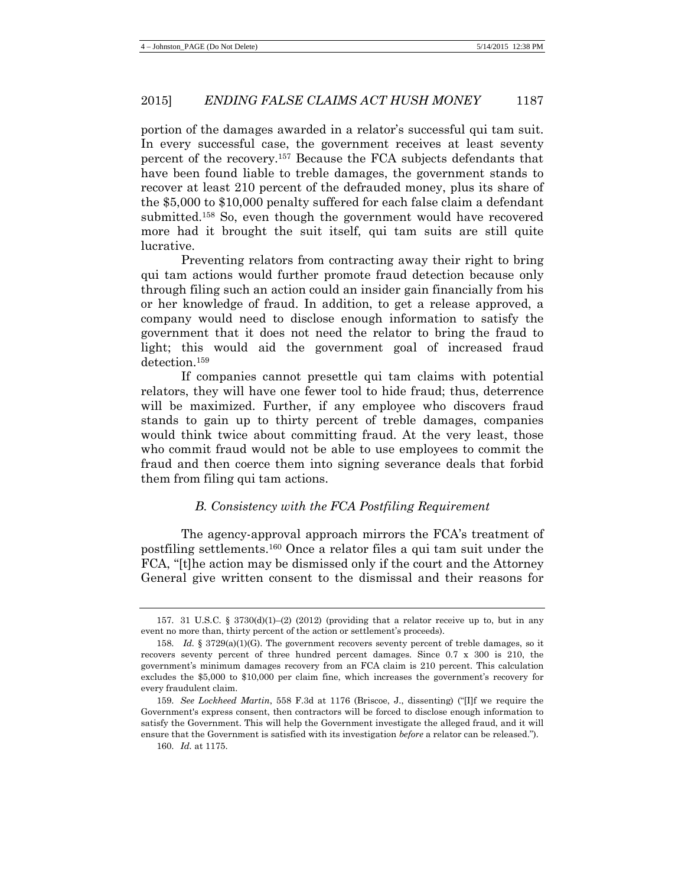portion of the damages awarded in a relator's successful qui tam suit. In every successful case, the government receives at least seventy percent of the recovery.[157] Because the FCA subjects defendants that have been found liable to treble damages, the government stands to recover at least 210 percent of the defrauded money, plus its share of the $5,000 to $10,000 penalty suffered for each false claim a defendant submitted.[158] So, even though the government would have recovered more had it brought the suit itself, qui tam suits are still quite lucrative.

Preventing relators from contracting away their right to bring qui tam actions would further promote fraud detection because only through filing such an action could an insider gain financially from his or her knowledge of fraud. In addition, to get a release approved, a company would need to disclose enough information to satisfy the government that it does not need the relator to bring the fraud to light; this would aid the government goal of increased fraud detection.[159]

If companies cannot presettle qui tam claims with potential relators, they will have one fewer tool to hide fraud; thus, deterrence will be maximized. Further, if any employee who discovers fraud stands to gain up to thirty percent of treble damages, companies would think twice about committing fraud. At the very least, those who commit fraud would not be able to use employees to commit the fraud and then coerce them into signing severance deals that forbid them from filing qui tam actions.

### *B. Consistency with the FCA Postfiling Requirement*

The agency-approval approach mirrors the FCA's treatment of postfiling settlements.[160] Once a relator files a qui tam suit under the FCA, "[t]he action may be dismissed only if the court and the Attorney General give written consent to the dismissal and their reasons for

---

157. 31 U.S.C. § 3730(d)(1)–(2) (2012) (providing that a relator receive up to, but in any event no more than, thirty percent of the action or settlement's proceeds).

158. *Id.* § 3729(a)(1)(G). The government recovers seventy percent of treble damages, so it recovers seventy percent of three hundred percent damages. Since 0.7 x 300 is 210, the government's minimum damages recovery from an FCA claim is 210 percent. This calculation excludes the $5,000 to $10,000 per claim fine, which increases the government's recovery for every fraudulent claim.

159. *See Lockheed Martin*, 558 F.3d at 1176 (Briscoe, J., dissenting) ("[I]f we require the Government's express consent, then contractors will be forced to disclose enough information to satisfy the Government. This will help the Government investigate the alleged fraud, and it will ensure that the Government is satisfied with its investigation *before* a relator can be released.").

160. *Id.* at 1175.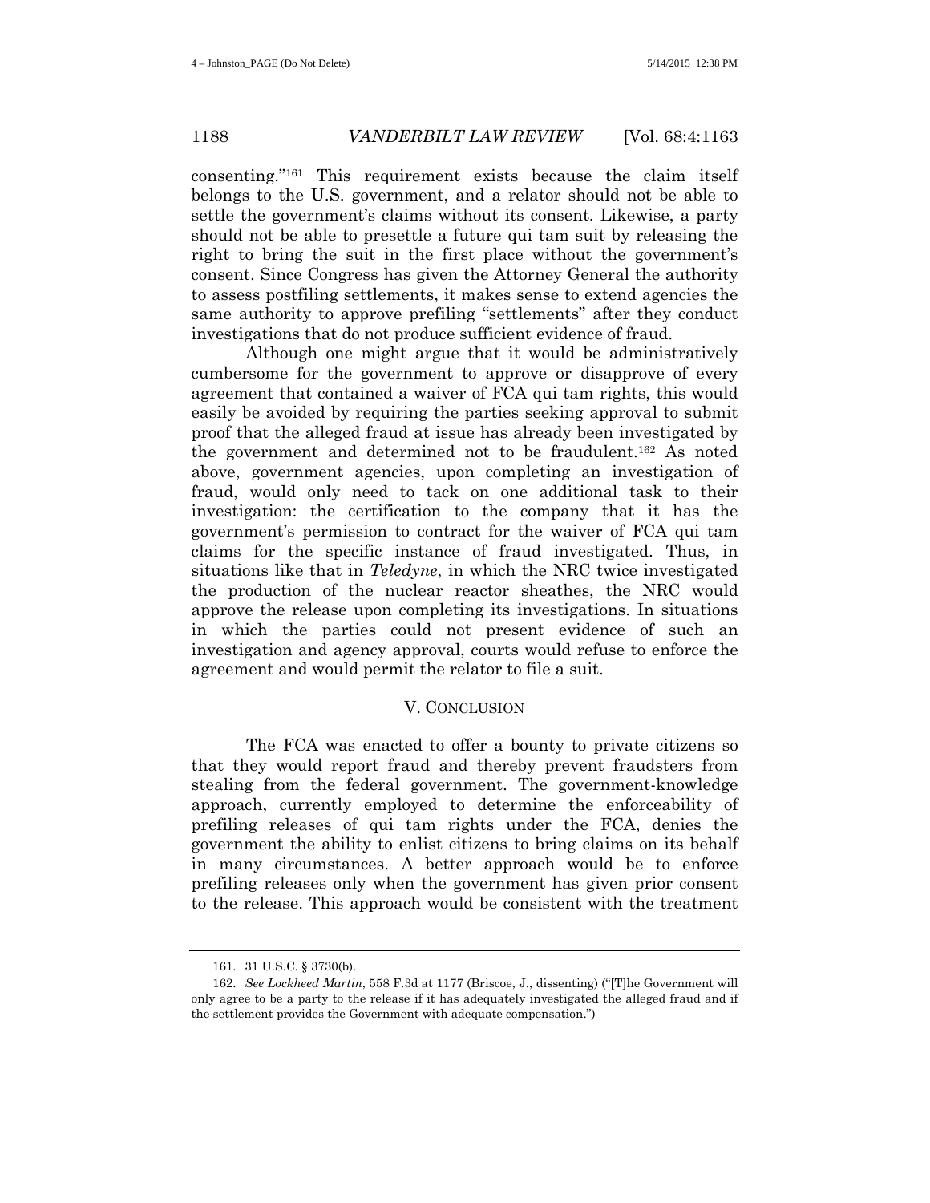consenting."[161] This requirement exists because the claim itself belongs to the U.S. government, and a relator should not be able to settle the government's claims without its consent. Likewise, a party should not be able to presettle a future qui tam suit by releasing the right to bring the suit in the first place without the government's consent. Since Congress has given the Attorney General the authority to assess postfiling settlements, it makes sense to extend agencies the same authority to approve prefiling "settlements" after they conduct investigations that do not produce sufficient evidence of fraud.

Although one might argue that it would be administratively cumbersome for the government to approve or disapprove of every agreement that contained a waiver of FCA qui tam rights, this would easily be avoided by requiring the parties seeking approval to submit proof that the alleged fraud at issue has already been investigated by the government and determined not to be fraudulent.[162] As noted above, government agencies, upon completing an investigation of fraud, would only need to tack on one additional task to their investigation: the certification to the company that it has the government's permission to contract for the waiver of FCA qui tam claims for the specific instance of fraud investigated. Thus, in situations like that in *Teledyne*, in which the NRC twice investigated the production of the nuclear reactor sheathes, the NRC would approve the release upon completing its investigations. In situations in which the parties could not present evidence of such an investigation and agency approval, courts would refuse to enforce the agreement and would permit the relator to file a suit.

## V. CONCLUSION

The FCA was enacted to offer a bounty to private citizens so that they would report fraud and thereby prevent fraudsters from stealing from the federal government. The government-knowledge approach, currently employed to determine the enforceability of prefiling releases of qui tam rights under the FCA, denies the government the ability to enlist citizens to bring claims on its behalf in many circumstances. A better approach would be to enforce prefiling releases only when the government has given prior consent to the release. This approach would be consistent with the treatment

---

161. 31 U.S.C. § 3730(b).

162. *See Lockheed Martin*, 558 F.3d at 1177 (Briscoe, J., dissenting) ("[T]he Government will only agree to be a party to the release if it has adequately investigated the alleged fraud and if the settlement provides the Government with adequate compensation.")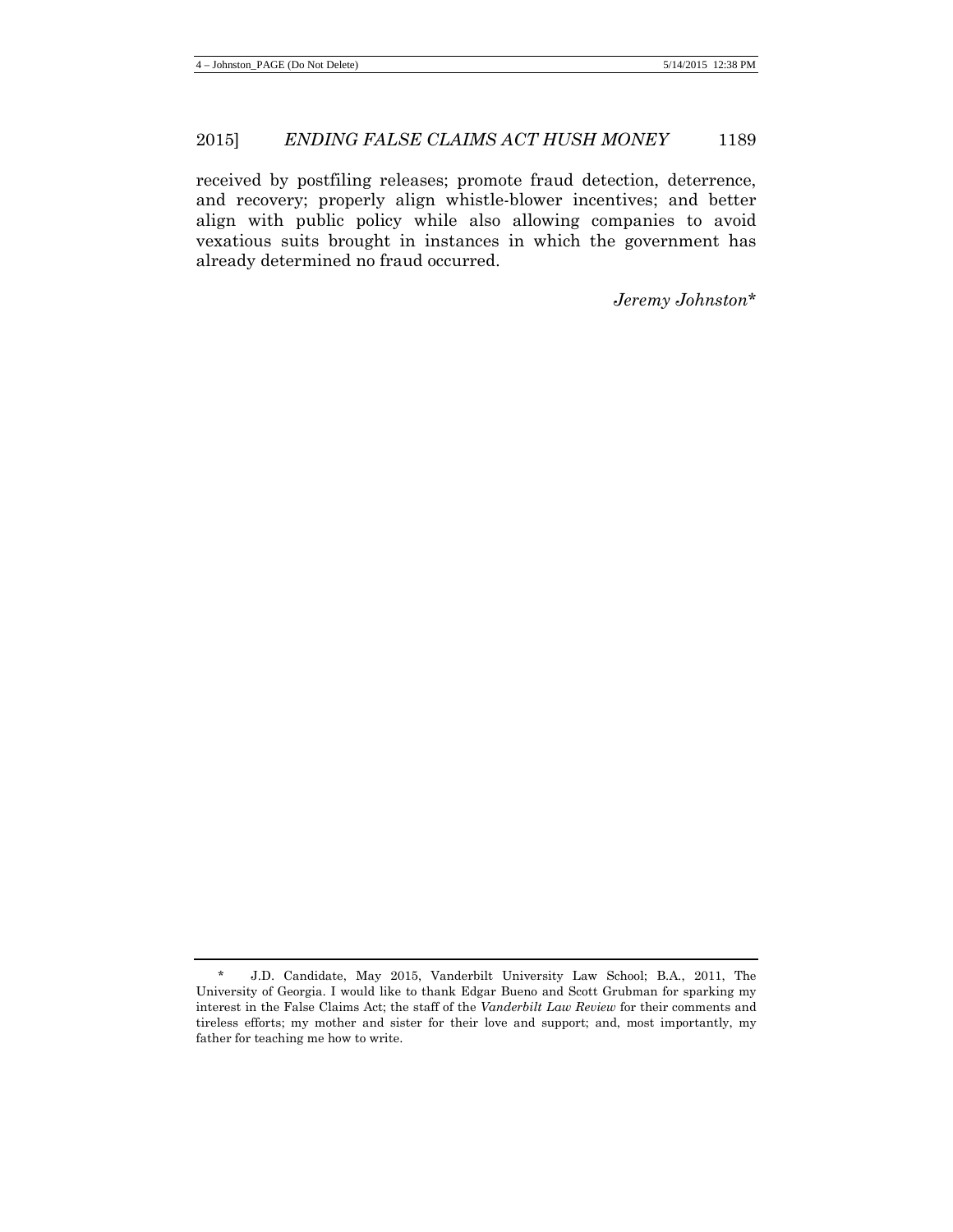received by postfiling releases; promote fraud detection, deterrence, and recovery; properly align whistle-blower incentives; and better align with public policy while also allowing companies to avoid vexatious suits brought in instances in which the government has already determined no fraud occurred.

*Jeremy Johnston\**

---

\* J.D. Candidate, May 2015, Vanderbilt University Law School; B.A., 2011, The University of Georgia. I would like to thank Edgar Bueno and Scott Grubman for sparking my interest in the False Claims Act; the staff of the *Vanderbilt Law Review* for their comments and tireless efforts; my mother and sister for their love and support; and, most importantly, my father for teaching me how to write.